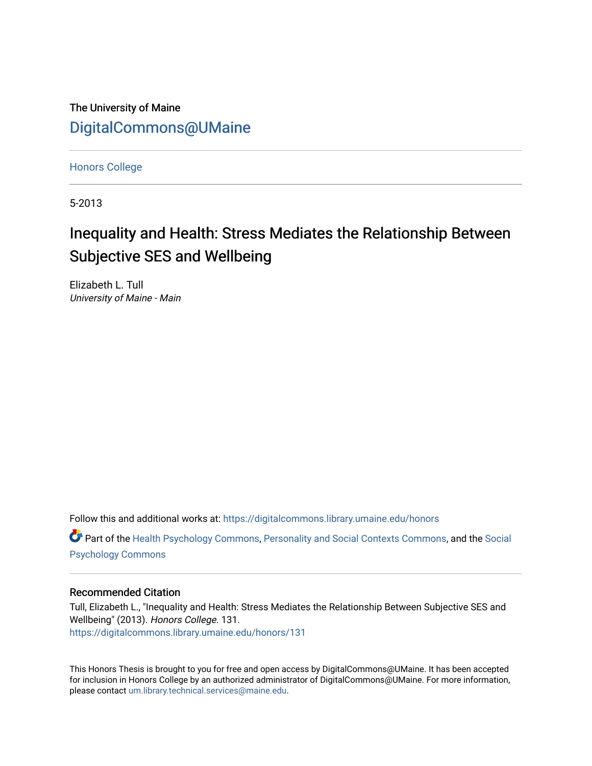The University of Maine

DigitalCommons@UMaine

Honors College

5-2013

# Inequality and Health: Stress Mediates the Relationship Between Subjective SES and Wellbeing

Elizabeth L. Tull
*University of Maine - Main*

Follow this and additional works at: https://digitalcommons.library.umaine.edu/honors

Part of the Health Psychology Commons, Personality and Social Contexts Commons, and the Social Psychology Commons

## Recommended Citation

Tull, Elizabeth L., "Inequality and Health: Stress Mediates the Relationship Between Subjective SES and Wellbeing" (2013). *Honors College*. 131.
https://digitalcommons.library.umaine.edu/honors/131

This Honors Thesis is brought to you for free and open access by DigitalCommons@UMaine. It has been accepted for inclusion in Honors College by an authorized administrator of DigitalCommons@UMaine. For more information, please contact um.library.technical.services@maine.edu.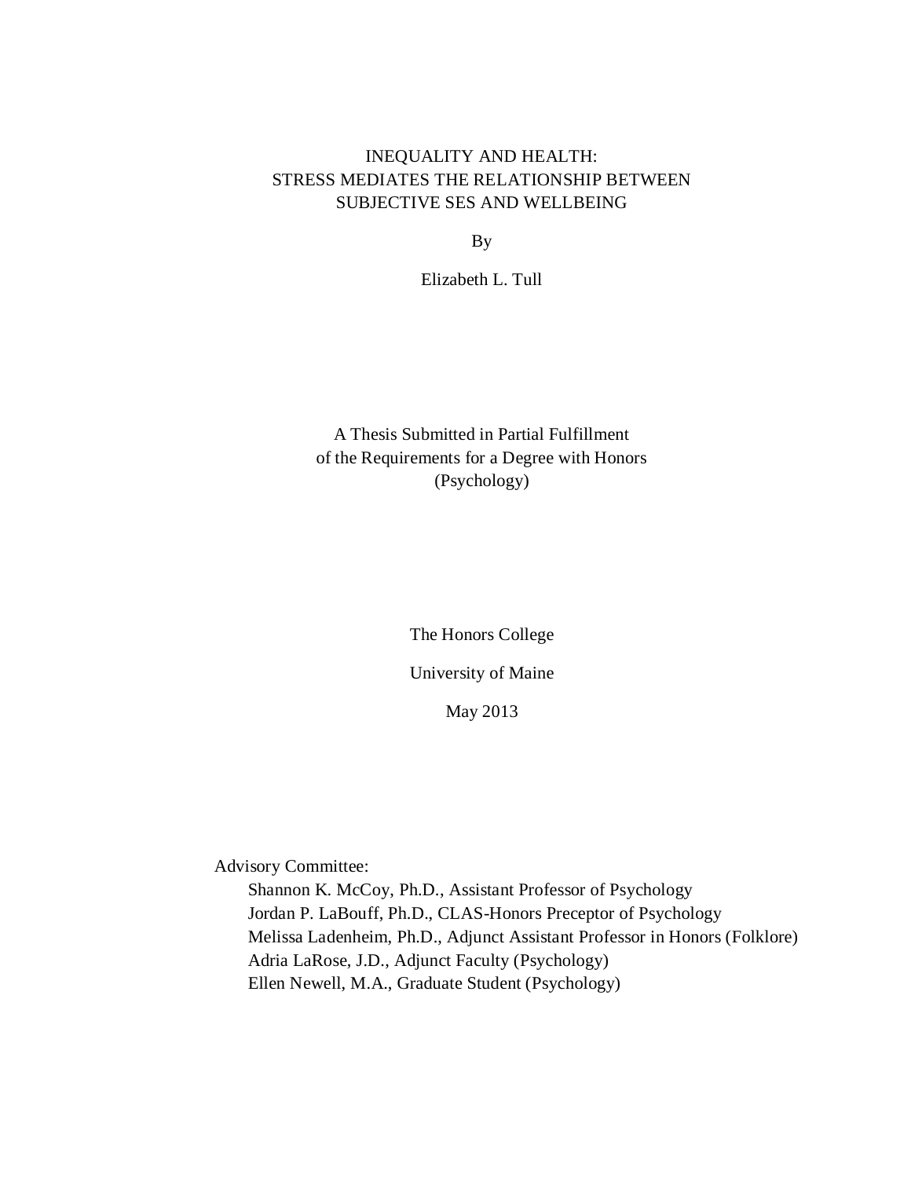# INEQUALITY AND HEALTH:
# STRESS MEDIATES THE RELATIONSHIP BETWEEN SUBJECTIVE SES AND WELLBEING

By

Elizabeth L. Tull

A Thesis Submitted in Partial Fulfillment
of the Requirements for a Degree with Honors
(Psychology)

The Honors College

University of Maine

May 2013

Advisory Committee:

- Shannon K. McCoy, Ph.D., Assistant Professor of Psychology
- Jordan P. LaBouff, Ph.D., CLAS-Honors Preceptor of Psychology
- Melissa Ladenheim, Ph.D., Adjunct Assistant Professor in Honors (Folklore)
- Adria LaRose, J.D., Adjunct Faculty (Psychology)
- Ellen Newell, M.A., Graduate Student (Psychology)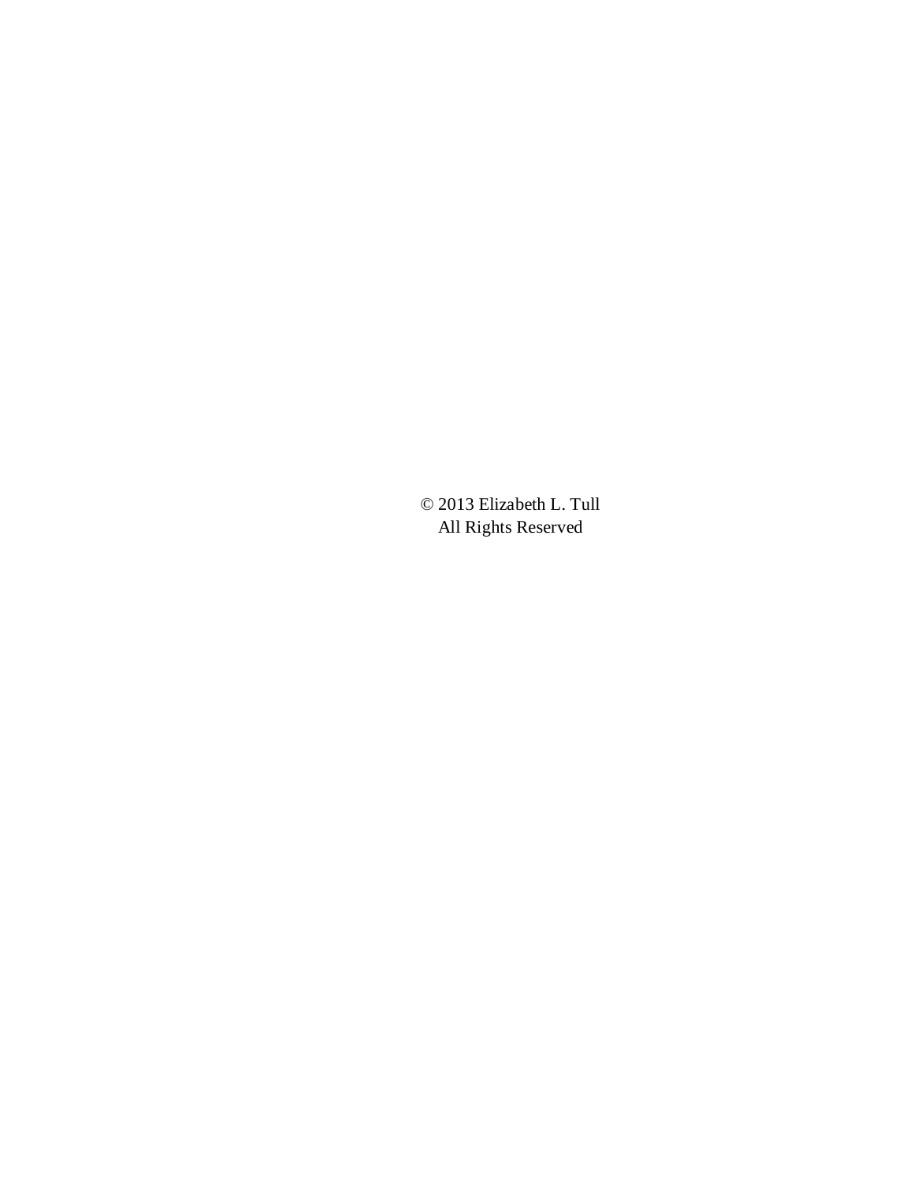© 2013 Elizabeth L. Tull
All Rights Reserved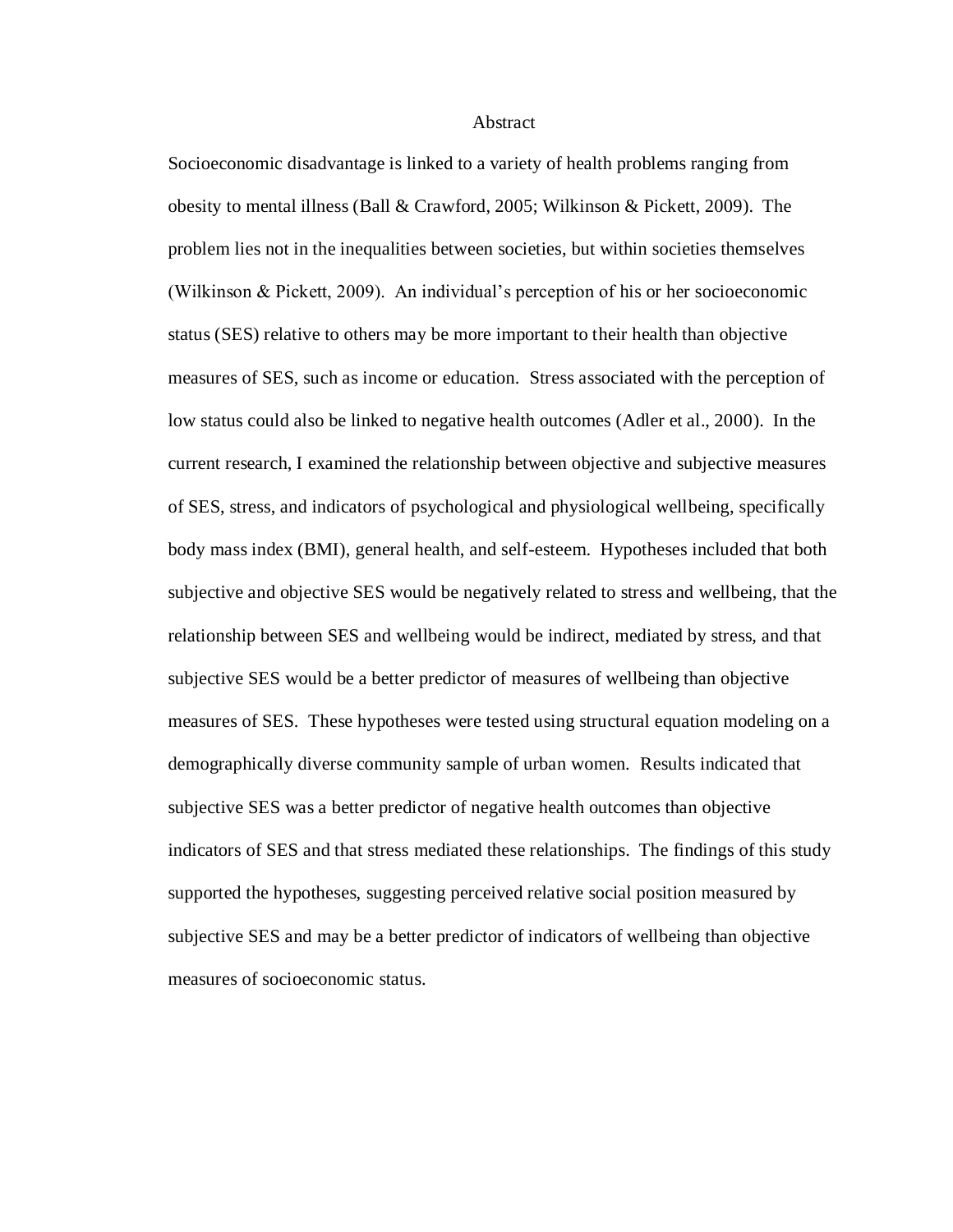# Abstract

Socioeconomic disadvantage is linked to a variety of health problems ranging from obesity to mental illness (Ball & Crawford, 2005; Wilkinson & Pickett, 2009). The problem lies not in the inequalities between societies, but within societies themselves (Wilkinson & Pickett, 2009). An individual's perception of his or her socioeconomic status (SES) relative to others may be more important to their health than objective measures of SES, such as income or education. Stress associated with the perception of low status could also be linked to negative health outcomes (Adler et al., 2000). In the current research, I examined the relationship between objective and subjective measures of SES, stress, and indicators of psychological and physiological wellbeing, specifically body mass index (BMI), general health, and self-esteem. Hypotheses included that both subjective and objective SES would be negatively related to stress and wellbeing, that the relationship between SES and wellbeing would be indirect, mediated by stress, and that subjective SES would be a better predictor of measures of wellbeing than objective measures of SES. These hypotheses were tested using structural equation modeling on a demographically diverse community sample of urban women. Results indicated that subjective SES was a better predictor of negative health outcomes than objective indicators of SES and that stress mediated these relationships. The findings of this study supported the hypotheses, suggesting perceived relative social position measured by subjective SES and may be a better predictor of indicators of wellbeing than objective measures of socioeconomic status.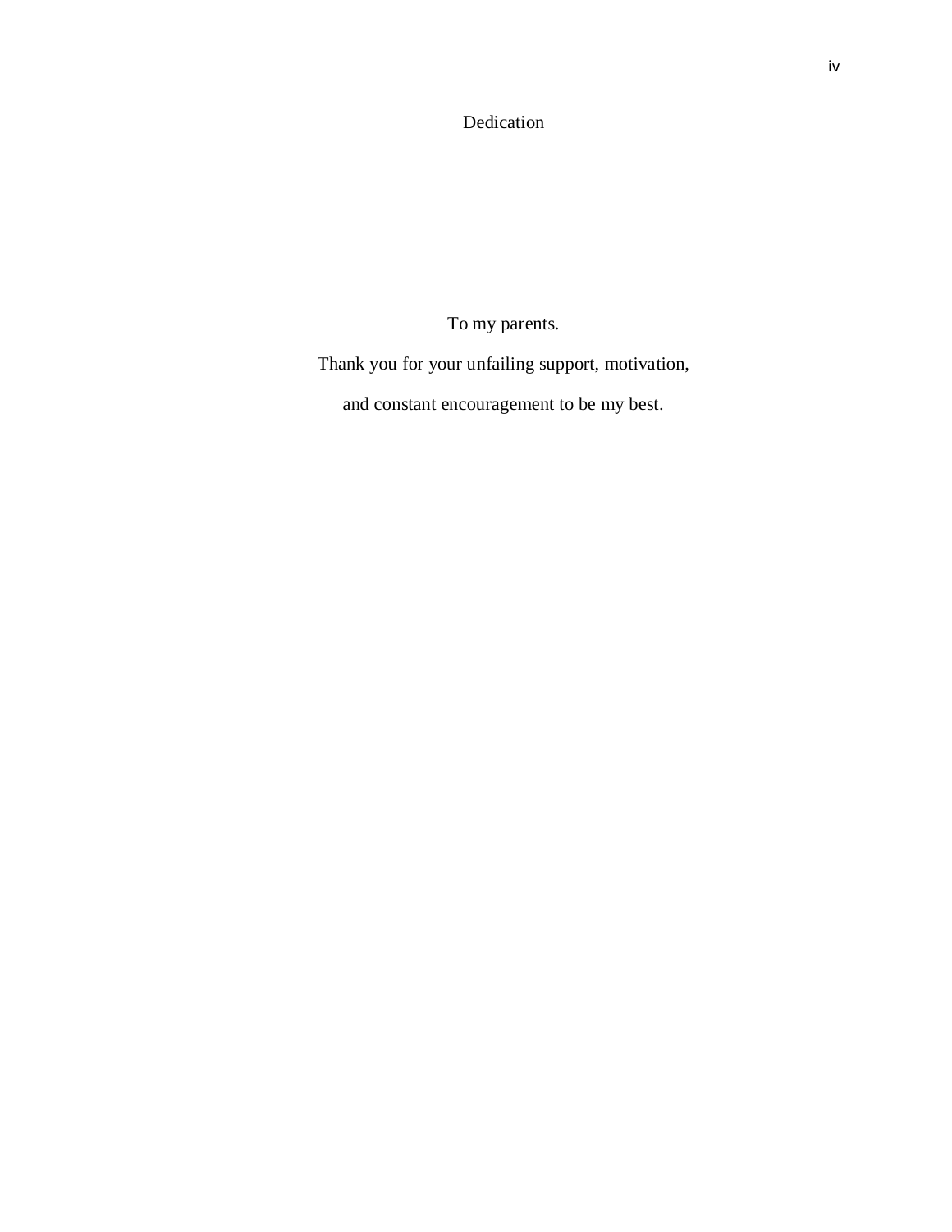# Dedication

To my parents.

Thank you for your unfailing support, motivation,

and constant encouragement to be my best.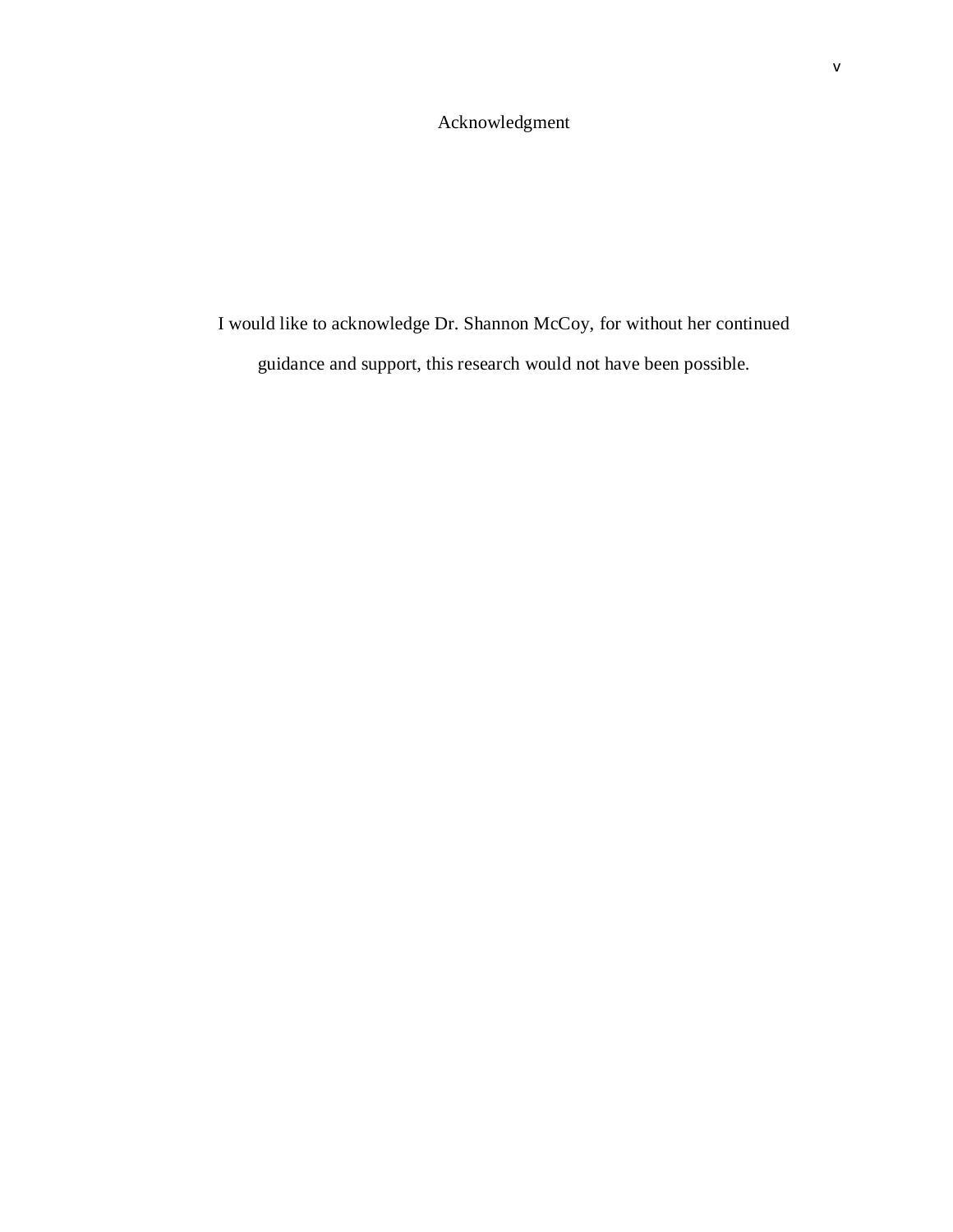# Acknowledgment

I would like to acknowledge Dr. Shannon McCoy, for without her continued guidance and support, this research would not have been possible.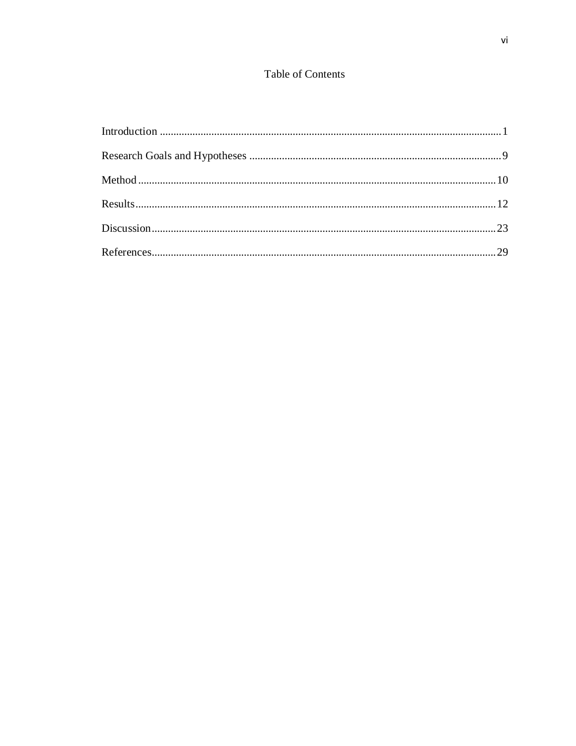# Table of Contents

Introduction ............................................................................................................................. 1

Research Goals and Hypotheses ............................................................................................. 9

Method ................................................................................................................................... 10

Results .................................................................................................................................... 12

Discussion .............................................................................................................................. 23

References .............................................................................................................................. 29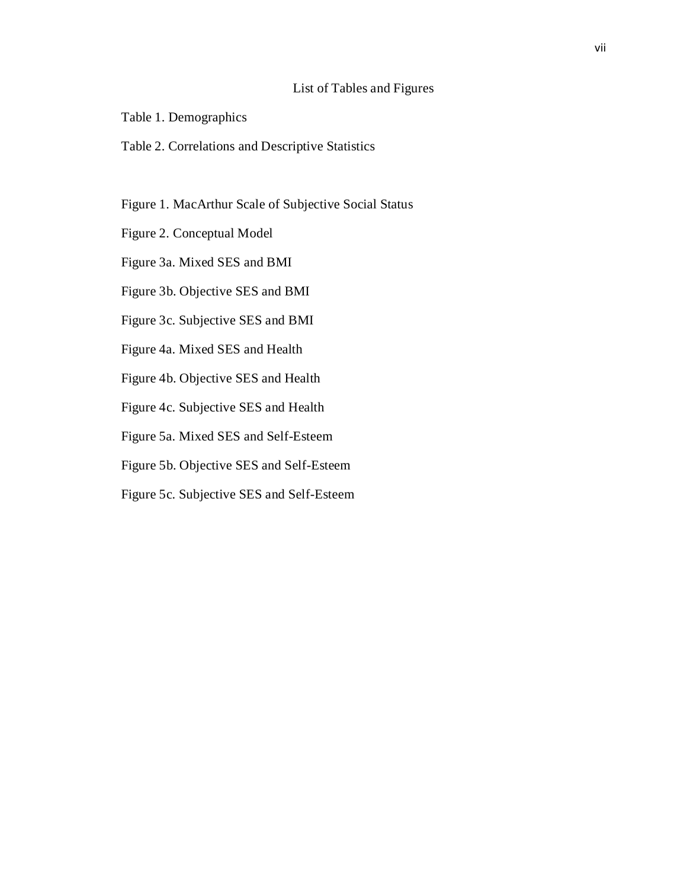# List of Tables and Figures

Table 1. Demographics

Table 2. Correlations and Descriptive Statistics

Figure 1. MacArthur Scale of Subjective Social Status

Figure 2. Conceptual Model

Figure 3a. Mixed SES and BMI

Figure 3b. Objective SES and BMI

Figure 3c. Subjective SES and BMI

Figure 4a. Mixed SES and Health

Figure 4b. Objective SES and Health

Figure 4c. Subjective SES and Health

Figure 5a. Mixed SES and Self-Esteem

Figure 5b. Objective SES and Self-Esteem

Figure 5c. Subjective SES and Self-Esteem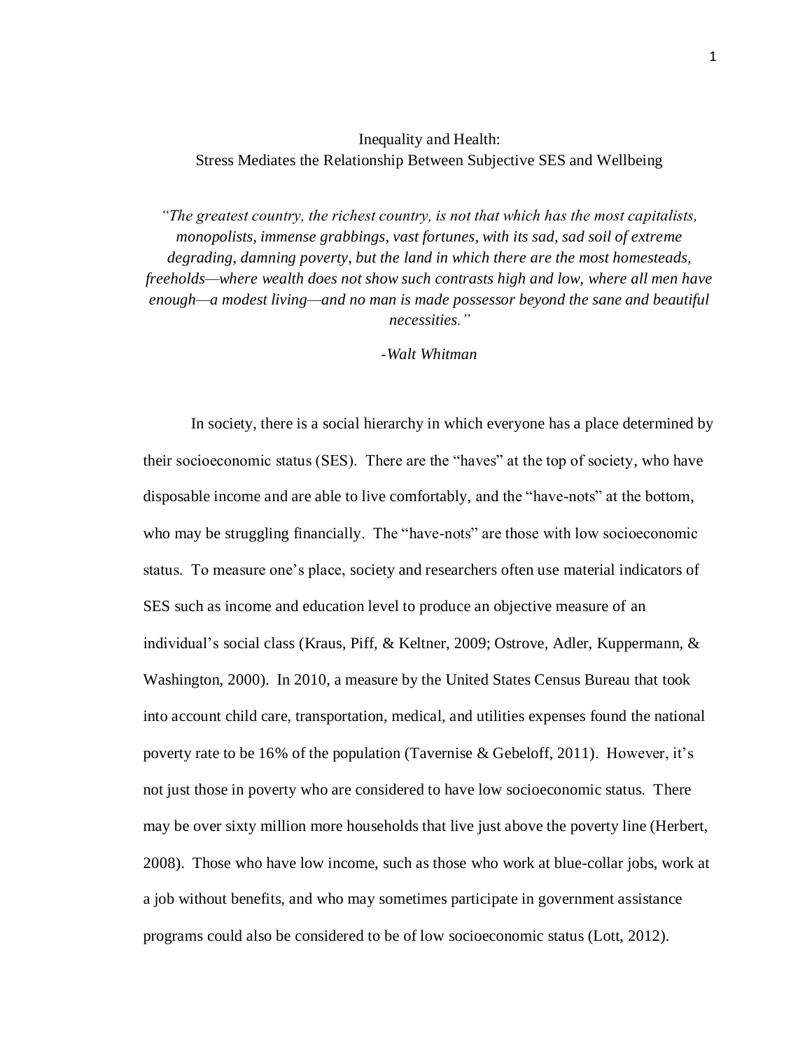# Inequality and Health:
## Stress Mediates the Relationship Between Subjective SES and Wellbeing

*"The greatest country, the richest country, is not that which has the most capitalists, monopolists, immense grabbings, vast fortunes, with its sad, sad soil of extreme degrading, damning poverty, but the land in which there are the most homesteads, freeholds—where wealth does not show such contrasts high and low, where all men have enough—a modest living—and no man is made possessor beyond the sane and beautiful necessities."*

*-Walt Whitman*

In society, there is a social hierarchy in which everyone has a place determined by their socioeconomic status (SES). There are the "haves" at the top of society, who have disposable income and are able to live comfortably, and the "have-nots" at the bottom, who may be struggling financially. The "have-nots" are those with low socioeconomic status. To measure one's place, society and researchers often use material indicators of SES such as income and education level to produce an objective measure of an individual's social class (Kraus, Piff, & Keltner, 2009; Ostrove, Adler, Kuppermann, & Washington, 2000). In 2010, a measure by the United States Census Bureau that took into account child care, transportation, medical, and utilities expenses found the national poverty rate to be 16% of the population (Tavernise & Gebeloff, 2011). However, it's not just those in poverty who are considered to have low socioeconomic status. There may be over sixty million more households that live just above the poverty line (Herbert, 2008). Those who have low income, such as those who work at blue-collar jobs, work at a job without benefits, and who may sometimes participate in government assistance programs could also be considered to be of low socioeconomic status (Lott, 2012).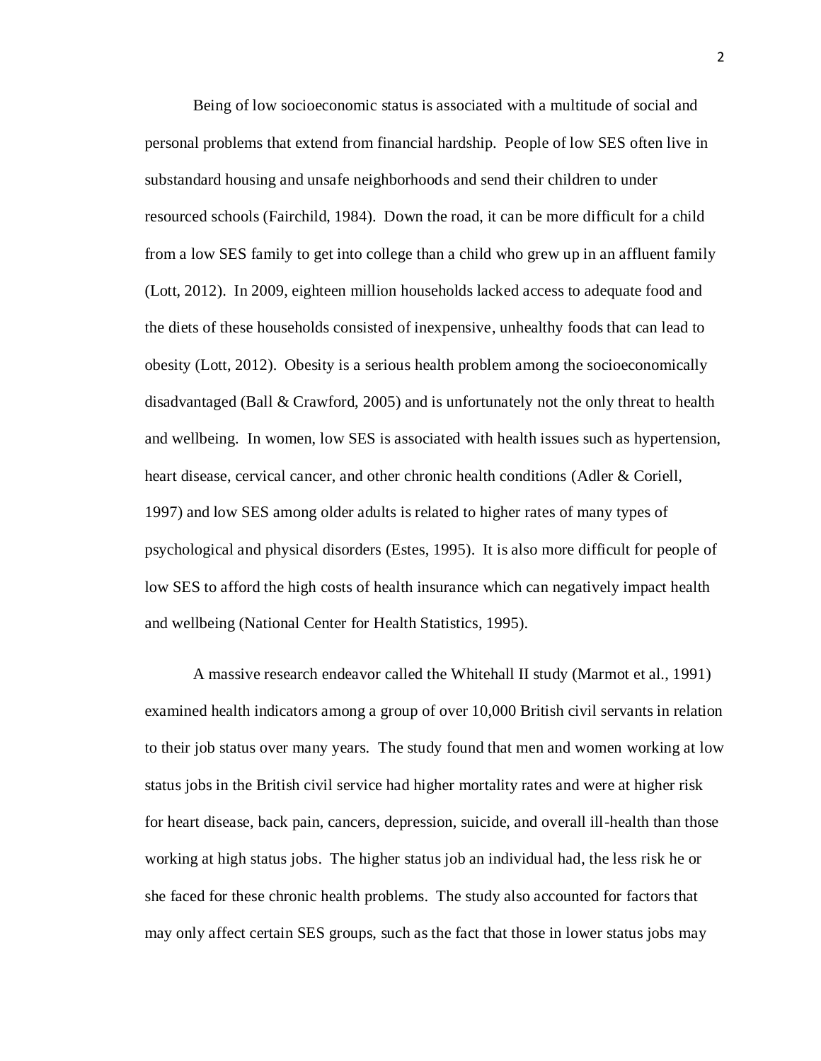Being of low socioeconomic status is associated with a multitude of social and personal problems that extend from financial hardship. People of low SES often live in substandard housing and unsafe neighborhoods and send their children to under resourced schools (Fairchild, 1984). Down the road, it can be more difficult for a child from a low SES family to get into college than a child who grew up in an affluent family (Lott, 2012). In 2009, eighteen million households lacked access to adequate food and the diets of these households consisted of inexpensive, unhealthy foods that can lead to obesity (Lott, 2012). Obesity is a serious health problem among the socioeconomically disadvantaged (Ball & Crawford, 2005) and is unfortunately not the only threat to health and wellbeing. In women, low SES is associated with health issues such as hypertension, heart disease, cervical cancer, and other chronic health conditions (Adler & Coriell, 1997) and low SES among older adults is related to higher rates of many types of psychological and physical disorders (Estes, 1995). It is also more difficult for people of low SES to afford the high costs of health insurance which can negatively impact health and wellbeing (National Center for Health Statistics, 1995).

A massive research endeavor called the Whitehall II study (Marmot et al., 1991) examined health indicators among a group of over 10,000 British civil servants in relation to their job status over many years. The study found that men and women working at low status jobs in the British civil service had higher mortality rates and were at higher risk for heart disease, back pain, cancers, depression, suicide, and overall ill-health than those working at high status jobs. The higher status job an individual had, the less risk he or she faced for these chronic health problems. The study also accounted for factors that may only affect certain SES groups, such as the fact that those in lower status jobs may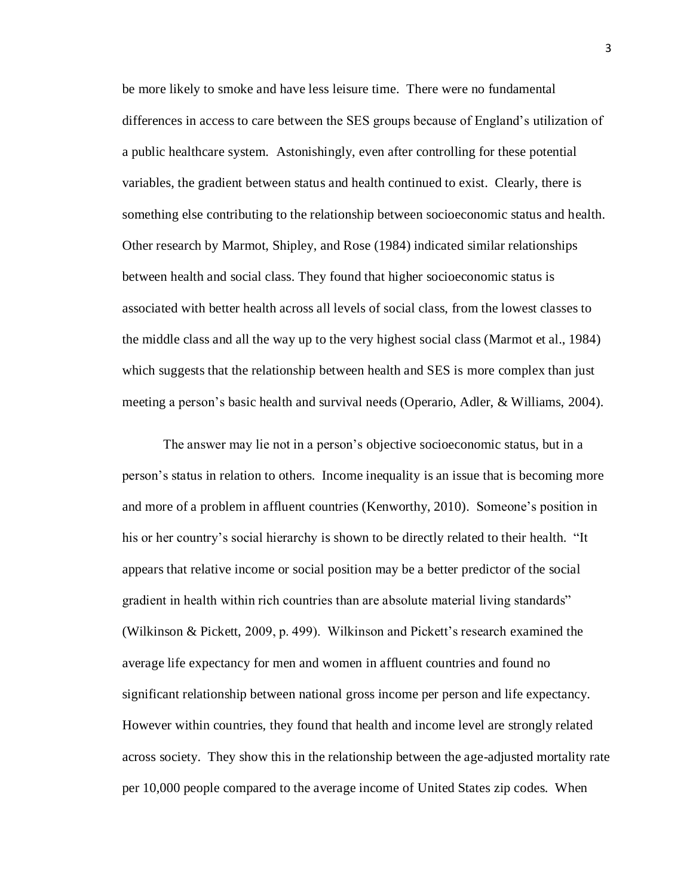be more likely to smoke and have less leisure time. There were no fundamental differences in access to care between the SES groups because of England's utilization of a public healthcare system. Astonishingly, even after controlling for these potential variables, the gradient between status and health continued to exist. Clearly, there is something else contributing to the relationship between socioeconomic status and health. Other research by Marmot, Shipley, and Rose (1984) indicated similar relationships between health and social class. They found that higher socioeconomic status is associated with better health across all levels of social class, from the lowest classes to the middle class and all the way up to the very highest social class (Marmot et al., 1984) which suggests that the relationship between health and SES is more complex than just meeting a person's basic health and survival needs (Operario, Adler, & Williams, 2004).

The answer may lie not in a person's objective socioeconomic status, but in a person's status in relation to others. Income inequality is an issue that is becoming more and more of a problem in affluent countries (Kenworthy, 2010). Someone's position in his or her country's social hierarchy is shown to be directly related to their health. "It appears that relative income or social position may be a better predictor of the social gradient in health within rich countries than are absolute material living standards" (Wilkinson & Pickett, 2009, p. 499). Wilkinson and Pickett's research examined the average life expectancy for men and women in affluent countries and found no significant relationship between national gross income per person and life expectancy. However within countries, they found that health and income level are strongly related across society. They show this in the relationship between the age-adjusted mortality rate per 10,000 people compared to the average income of United States zip codes. When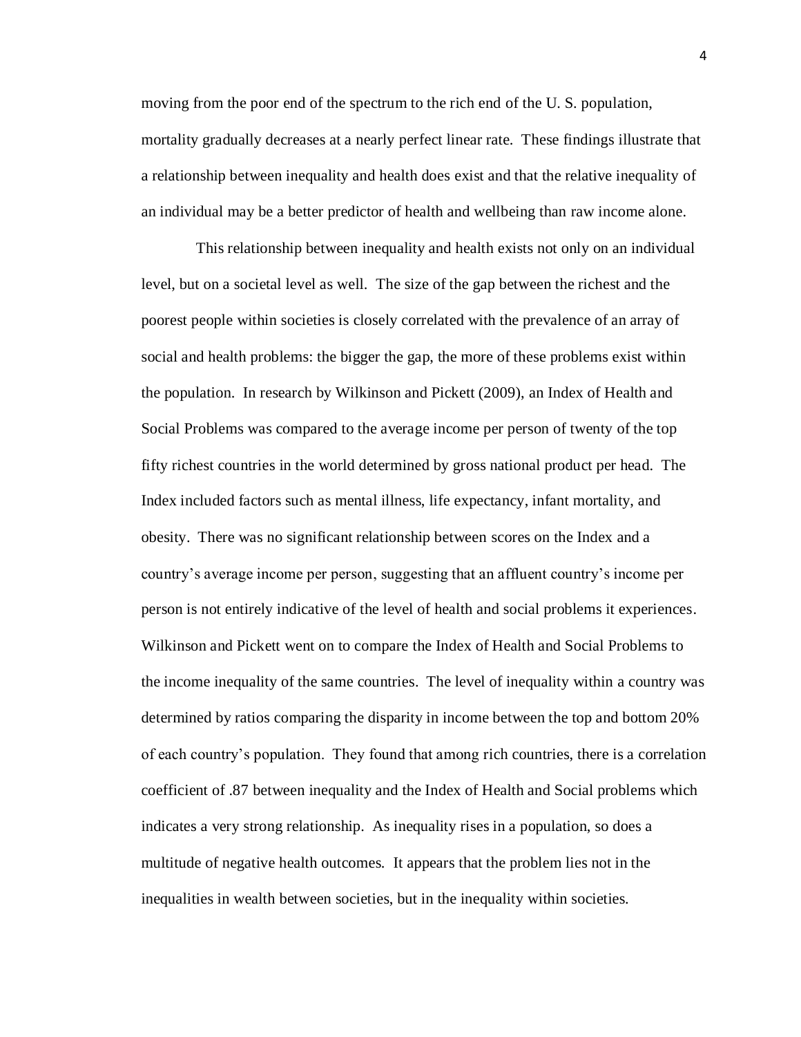moving from the poor end of the spectrum to the rich end of the U. S. population, mortality gradually decreases at a nearly perfect linear rate. These findings illustrate that a relationship between inequality and health does exist and that the relative inequality of an individual may be a better predictor of health and wellbeing than raw income alone.

This relationship between inequality and health exists not only on an individual level, but on a societal level as well. The size of the gap between the richest and the poorest people within societies is closely correlated with the prevalence of an array of social and health problems: the bigger the gap, the more of these problems exist within the population. In research by Wilkinson and Pickett (2009), an Index of Health and Social Problems was compared to the average income per person of twenty of the top fifty richest countries in the world determined by gross national product per head. The Index included factors such as mental illness, life expectancy, infant mortality, and obesity. There was no significant relationship between scores on the Index and a country's average income per person, suggesting that an affluent country's income per person is not entirely indicative of the level of health and social problems it experiences. Wilkinson and Pickett went on to compare the Index of Health and Social Problems to the income inequality of the same countries. The level of inequality within a country was determined by ratios comparing the disparity in income between the top and bottom 20% of each country's population. They found that among rich countries, there is a correlation coefficient of .87 between inequality and the Index of Health and Social problems which indicates a very strong relationship. As inequality rises in a population, so does a multitude of negative health outcomes. It appears that the problem lies not in the inequalities in wealth between societies, but in the inequality within societies.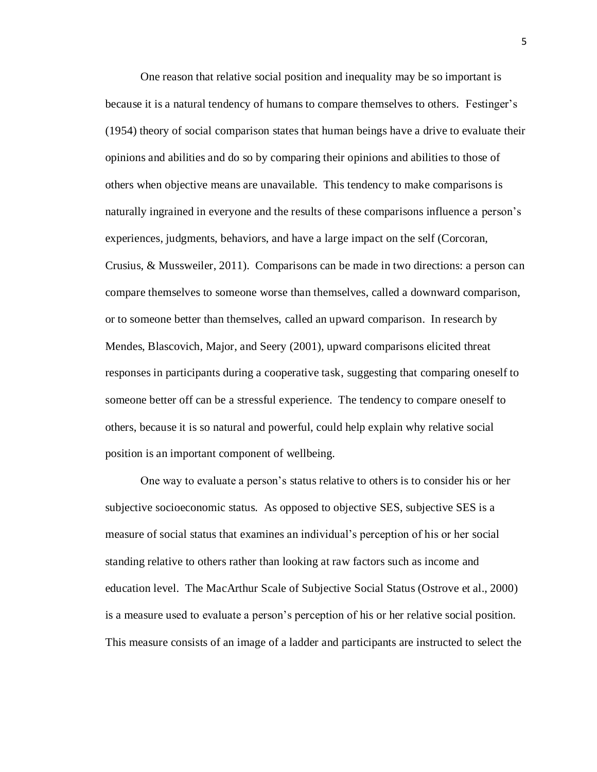One reason that relative social position and inequality may be so important is because it is a natural tendency of humans to compare themselves to others. Festinger's (1954) theory of social comparison states that human beings have a drive to evaluate their opinions and abilities and do so by comparing their opinions and abilities to those of others when objective means are unavailable. This tendency to make comparisons is naturally ingrained in everyone and the results of these comparisons influence a person's experiences, judgments, behaviors, and have a large impact on the self (Corcoran, Crusius, & Mussweiler, 2011). Comparisons can be made in two directions: a person can compare themselves to someone worse than themselves, called a downward comparison, or to someone better than themselves, called an upward comparison. In research by Mendes, Blascovich, Major, and Seery (2001), upward comparisons elicited threat responses in participants during a cooperative task, suggesting that comparing oneself to someone better off can be a stressful experience. The tendency to compare oneself to others, because it is so natural and powerful, could help explain why relative social position is an important component of wellbeing.

One way to evaluate a person's status relative to others is to consider his or her subjective socioeconomic status. As opposed to objective SES, subjective SES is a measure of social status that examines an individual's perception of his or her social standing relative to others rather than looking at raw factors such as income and education level. The MacArthur Scale of Subjective Social Status (Ostrove et al., 2000) is a measure used to evaluate a person's perception of his or her relative social position. This measure consists of an image of a ladder and participants are instructed to select the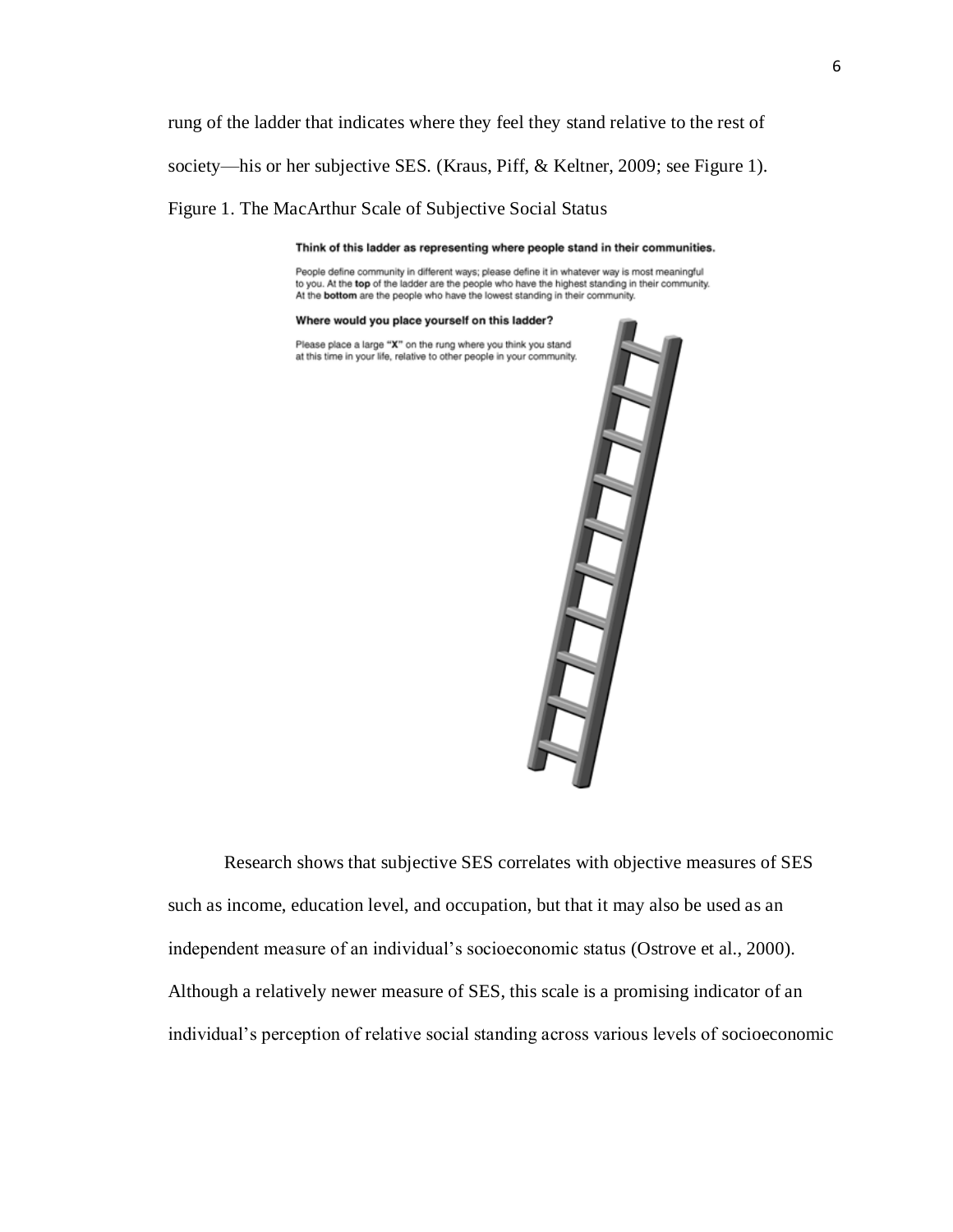rung of the ladder that indicates where they feel they stand relative to the rest of society—his or her subjective SES. (Kraus, Piff, & Keltner, 2009; see Figure 1).

Figure 1. The MacArthur Scale of Subjective Social Status

**Think of this ladder as representing where people stand in their communities.**

People define community in different ways; please define it in whatever way is most meaningful to you. At the **top** of the ladder are the people who have the highest standing in their community. At the **bottom** are the people who have the lowest standing in their community.

**Where would you place yourself on this ladder?**

Please place a large **"X"** on the rung where you think you stand at this time in your life, relative to other people in your community.

Research shows that subjective SES correlates with objective measures of SES such as income, education level, and occupation, but that it may also be used as an independent measure of an individual's socioeconomic status (Ostrove et al., 2000). Although a relatively newer measure of SES, this scale is a promising indicator of an individual's perception of relative social standing across various levels of socioeconomic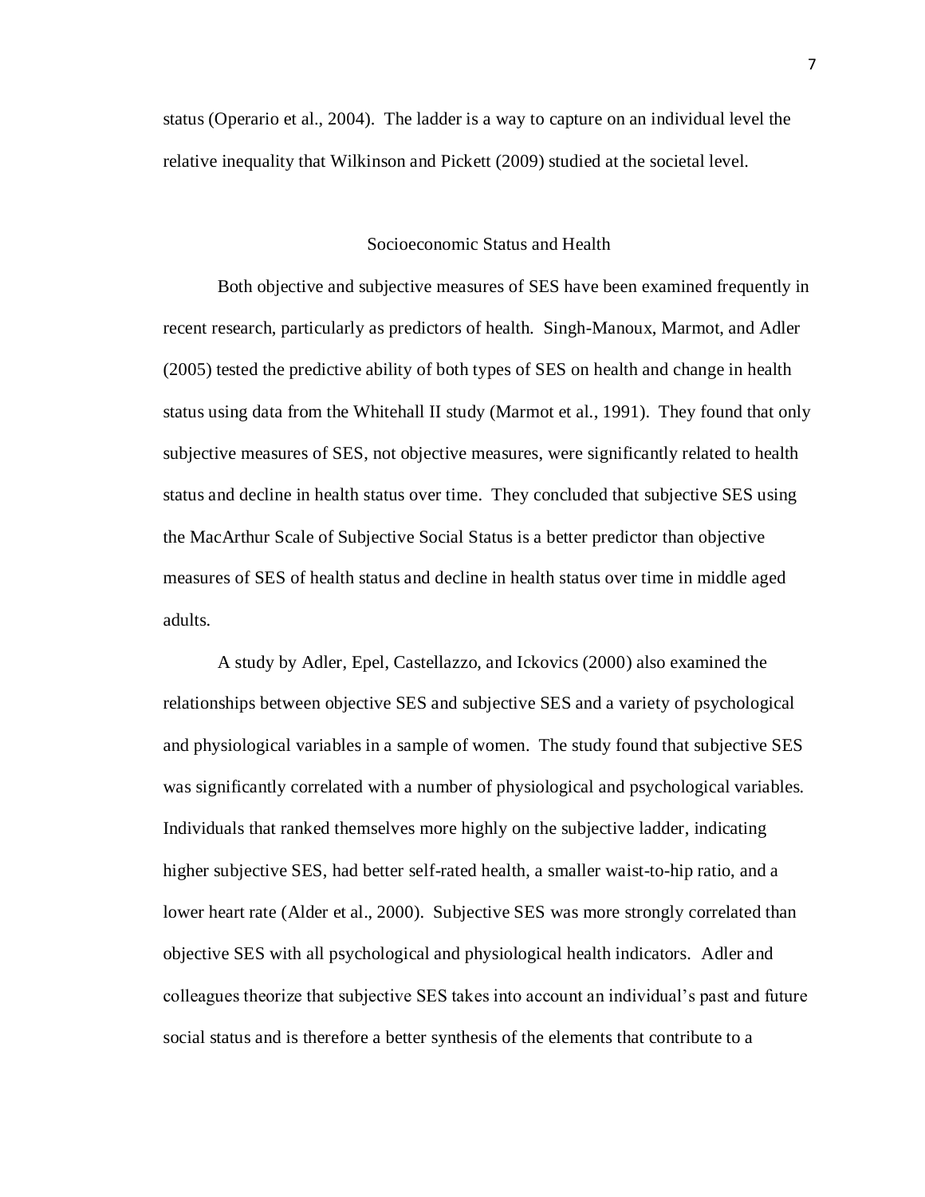status (Operario et al., 2004). The ladder is a way to capture on an individual level the relative inequality that Wilkinson and Pickett (2009) studied at the societal level.

## Socioeconomic Status and Health

Both objective and subjective measures of SES have been examined frequently in recent research, particularly as predictors of health. Singh-Manoux, Marmot, and Adler (2005) tested the predictive ability of both types of SES on health and change in health status using data from the Whitehall II study (Marmot et al., 1991). They found that only subjective measures of SES, not objective measures, were significantly related to health status and decline in health status over time. They concluded that subjective SES using the MacArthur Scale of Subjective Social Status is a better predictor than objective measures of SES of health status and decline in health status over time in middle aged adults.

A study by Adler, Epel, Castellazzo, and Ickovics (2000) also examined the relationships between objective SES and subjective SES and a variety of psychological and physiological variables in a sample of women. The study found that subjective SES was significantly correlated with a number of physiological and psychological variables. Individuals that ranked themselves more highly on the subjective ladder, indicating higher subjective SES, had better self-rated health, a smaller waist-to-hip ratio, and a lower heart rate (Alder et al., 2000). Subjective SES was more strongly correlated than objective SES with all psychological and physiological health indicators. Adler and colleagues theorize that subjective SES takes into account an individual's past and future social status and is therefore a better synthesis of the elements that contribute to a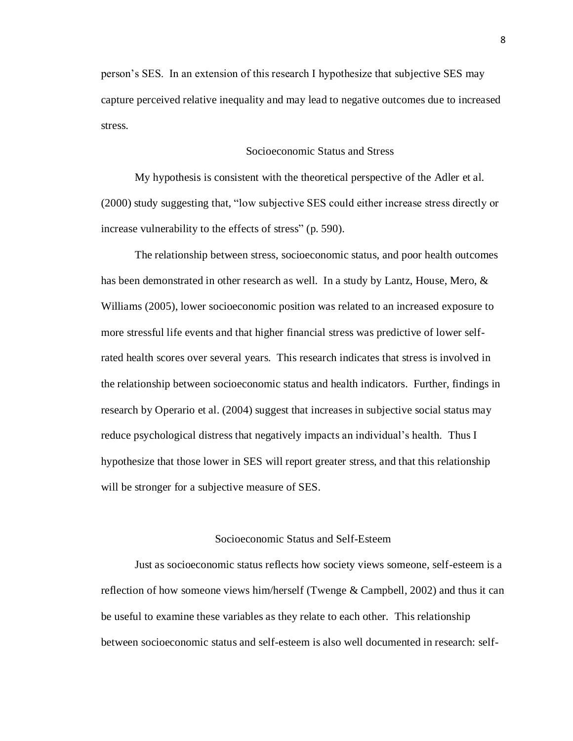person's SES. In an extension of this research I hypothesize that subjective SES may capture perceived relative inequality and may lead to negative outcomes due to increased stress.

## Socioeconomic Status and Stress

My hypothesis is consistent with the theoretical perspective of the Adler et al. (2000) study suggesting that, "low subjective SES could either increase stress directly or increase vulnerability to the effects of stress" (p. 590).

The relationship between stress, socioeconomic status, and poor health outcomes has been demonstrated in other research as well. In a study by Lantz, House, Mero, & Williams (2005), lower socioeconomic position was related to an increased exposure to more stressful life events and that higher financial stress was predictive of lower self-rated health scores over several years. This research indicates that stress is involved in the relationship between socioeconomic status and health indicators. Further, findings in research by Operario et al. (2004) suggest that increases in subjective social status may reduce psychological distress that negatively impacts an individual's health. Thus I hypothesize that those lower in SES will report greater stress, and that this relationship will be stronger for a subjective measure of SES.

## Socioeconomic Status and Self-Esteem

Just as socioeconomic status reflects how society views someone, self-esteem is a reflection of how someone views him/herself (Twenge & Campbell, 2002) and thus it can be useful to examine these variables as they relate to each other. This relationship between socioeconomic status and self-esteem is also well documented in research: self-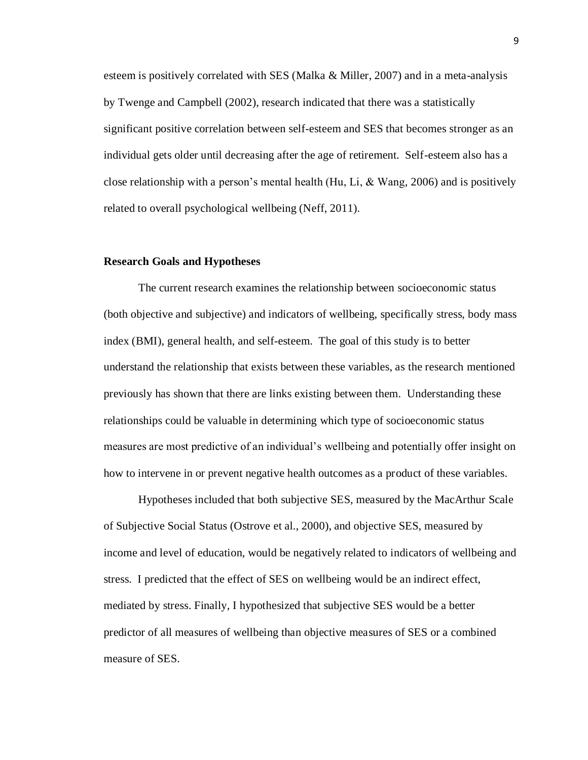esteem is positively correlated with SES (Malka & Miller, 2007) and in a meta-analysis by Twenge and Campbell (2002), research indicated that there was a statistically significant positive correlation between self-esteem and SES that becomes stronger as an individual gets older until decreasing after the age of retirement. Self-esteem also has a close relationship with a person's mental health (Hu, Li, & Wang, 2006) and is positively related to overall psychological wellbeing (Neff, 2011).

**Research Goals and Hypotheses**

The current research examines the relationship between socioeconomic status (both objective and subjective) and indicators of wellbeing, specifically stress, body mass index (BMI), general health, and self-esteem. The goal of this study is to better understand the relationship that exists between these variables, as the research mentioned previously has shown that there are links existing between them. Understanding these relationships could be valuable in determining which type of socioeconomic status measures are most predictive of an individual's wellbeing and potentially offer insight on how to intervene in or prevent negative health outcomes as a product of these variables.

Hypotheses included that both subjective SES, measured by the MacArthur Scale of Subjective Social Status (Ostrove et al., 2000), and objective SES, measured by income and level of education, would be negatively related to indicators of wellbeing and stress. I predicted that the effect of SES on wellbeing would be an indirect effect, mediated by stress. Finally, I hypothesized that subjective SES would be a better predictor of all measures of wellbeing than objective measures of SES or a combined measure of SES.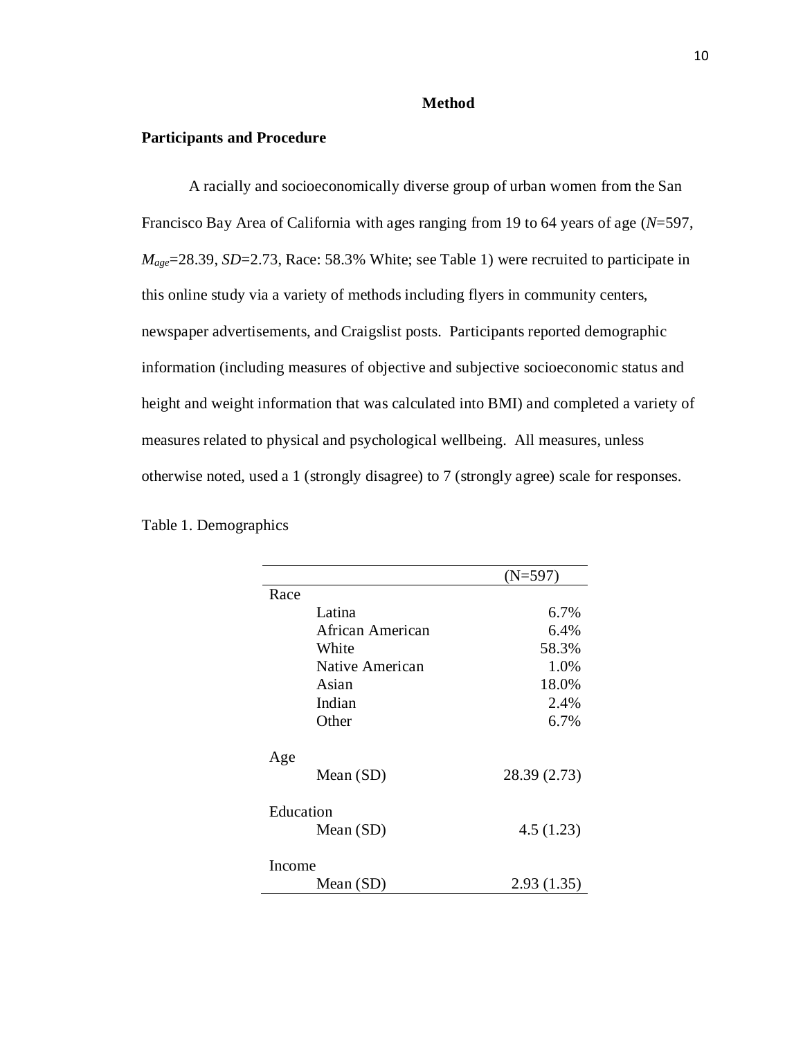# Method

## Participants and Procedure

A racially and socioeconomically diverse group of urban women from the San Francisco Bay Area of California with ages ranging from 19 to 64 years of age (*N*=597, $M_{age}$=28.39, *SD*=2.73, Race: 58.3% White; see Table 1) were recruited to participate in this online study via a variety of methods including flyers in community centers, newspaper advertisements, and Craigslist posts. Participants reported demographic information (including measures of objective and subjective socioeconomic status and height and weight information that was calculated into BMI) and completed a variety of measures related to physical and psychological wellbeing. All measures, unless otherwise noted, used a 1 (strongly disagree) to 7 (strongly agree) scale for responses.

Table 1. Demographics

| | | (N=597) |
|---|---|---|
| Race | | |
| | Latina | 6.7% |
| | African American | 6.4% |
| | White | 58.3% |
| | Native American | 1.0% |
| | Asian | 18.0% |
| | Indian | 2.4% |
| | Other | 6.7% |
| Age | | |
| | Mean (SD) | 28.39 (2.73) |
| Education | | |
| | Mean (SD) | 4.5 (1.23) |
| Income | | |
| | Mean (SD) | 2.93 (1.35) |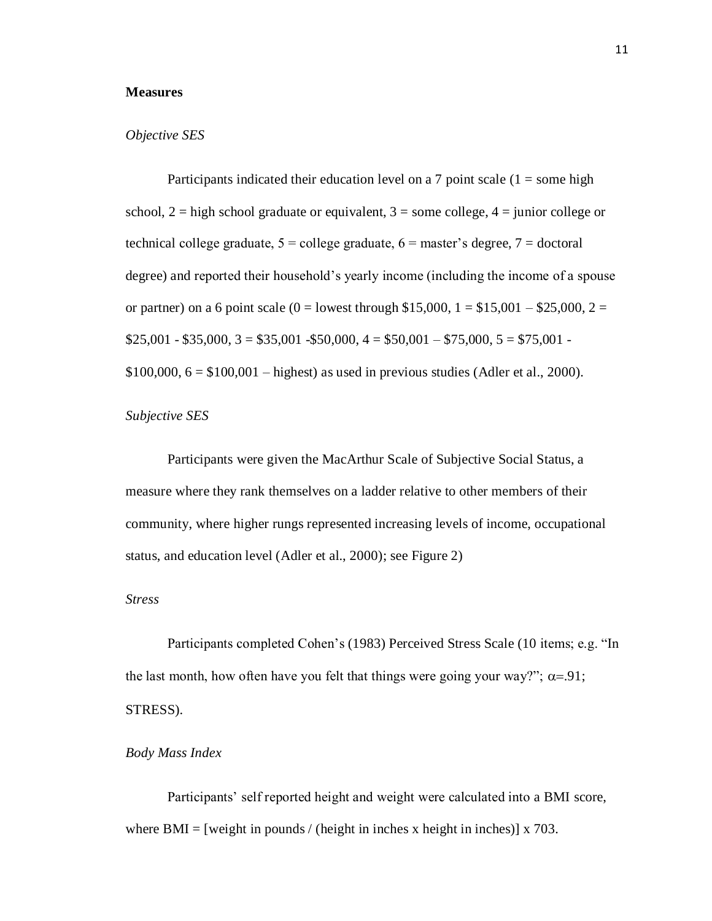## Measures

### *Objective SES*

Participants indicated their education level on a 7 point scale (1 = some high school, 2 = high school graduate or equivalent, 3 = some college, 4 = junior college or technical college graduate, 5 = college graduate, 6 = master's degree, 7 = doctoral degree) and reported their household's yearly income (including the income of a spouse or partner) on a 6 point scale (0 = lowest through $15,000, 1 = $15,001 – $25,000, 2 = $25,001 - $35,000, 3 = $35,001 -$50,000, 4 = $50,001 – $75,000, 5 = $75,001 - $100,000, 6 = $100,001 – highest) as used in previous studies (Adler et al., 2000).

### *Subjective SES*

Participants were given the MacArthur Scale of Subjective Social Status, a measure where they rank themselves on a ladder relative to other members of their community, where higher rungs represented increasing levels of income, occupational status, and education level (Adler et al., 2000); see Figure 2)

### *Stress*

Participants completed Cohen's (1983) Perceived Stress Scale (10 items; e.g. "In the last month, how often have you felt that things were going your way?"; $\alpha$=.91; STRESS).

### *Body Mass Index*

Participants' self reported height and weight were calculated into a BMI score, where BMI = [weight in pounds / (height in inches x height in inches)] x 703.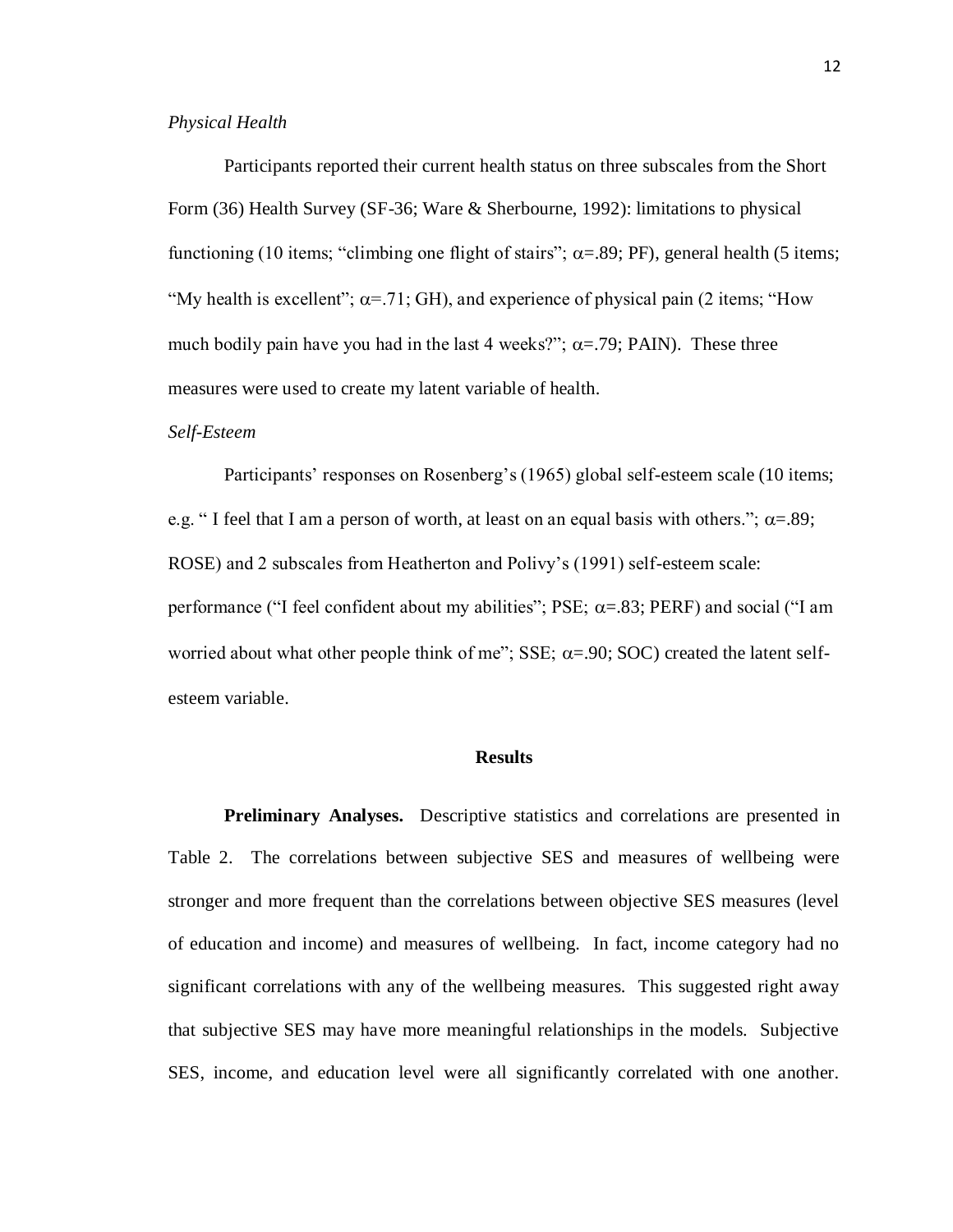*Physical Health*

Participants reported their current health status on three subscales from the Short Form (36) Health Survey (SF-36; Ware & Sherbourne, 1992): limitations to physical functioning (10 items; "climbing one flight of stairs"; $\alpha$=.89; PF), general health (5 items; "My health is excellent"; $\alpha$=.71; GH), and experience of physical pain (2 items; "How much bodily pain have you had in the last 4 weeks?"; $\alpha$=.79; PAIN). These three measures were used to create my latent variable of health.

*Self-Esteem*

Participants' responses on Rosenberg's (1965) global self-esteem scale (10 items; e.g. " I feel that I am a person of worth, at least on an equal basis with others."; $\alpha$=.89; ROSE) and 2 subscales from Heatherton and Polivy's (1991) self-esteem scale: performance ("I feel confident about my abilities"; PSE; $\alpha$=.83; PERF) and social ("I am worried about what other people think of me"; SSE; $\alpha$=.90; SOC) created the latent self-esteem variable.

## Results

**Preliminary Analyses.** Descriptive statistics and correlations are presented in Table 2. The correlations between subjective SES and measures of wellbeing were stronger and more frequent than the correlations between objective SES measures (level of education and income) and measures of wellbeing. In fact, income category had no significant correlations with any of the wellbeing measures. This suggested right away that subjective SES may have more meaningful relationships in the models. Subjective SES, income, and education level were all significantly correlated with one another.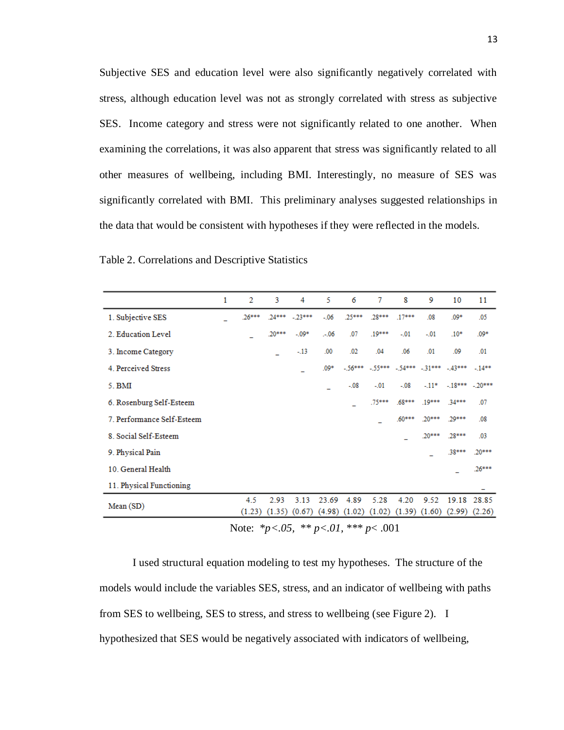Subjective SES and education level were also significantly negatively correlated with stress, although education level was not as strongly correlated with stress as subjective SES. Income category and stress were not significantly related to one another. When examining the correlations, it was also apparent that stress was significantly related to all other measures of wellbeing, including BMI. Interestingly, no measure of SES was significantly correlated with BMI. This preliminary analyses suggested relationships in the data that would be consistent with hypotheses if they were reflected in the models.

Table 2. Correlations and Descriptive Statistics

| | 1 | 2 | 3 | 4 | 5 | 6 | 7 | 8 | 9 | 10 | 11 |
|---|---|---|---|---|---|---|---|---|---|---|---|
| 1. Subjective SES | _ | .26*** | .24*** | -.23*** | -.06 | .25*** | .28*** | .17*** | .08 | .09* | .05 |
| 2. Education Level | | _ | .20*** | -.09* | .-.06 | .07 | .19*** | -.01 | -.01 | .10* | .09* |
| 3. Income Category | | | _ | -.13 | .00 | .02 | .04 | .06 | .01 | .09 | .01 |
| 4. Perceived Stress | | | | _ | .09* | -.56*** | -.55*** | -.54*** | -.31*** | -.43*** | -.14** |
| 5. BMI | | | | | _ | -.08 | -.01 | -.08 | -.11* | -.18*** | -.20*** |
| 6. Rosenburg Self-Esteem | | | | | | _ | .75*** | .68*** | .19*** | .34*** | .07 |
| 7. Performance Self-Esteem | | | | | | | _ | .60*** | .20*** | .29*** | .08 |
| 8. Social Self-Esteem | | | | | | | | _ | .20*** | .28*** | .03 |
| 9. Physical Pain | | | | | | | | | _ | .38*** | .20*** |
| 10. General Health | | | | | | | | | | _ | .26*** |
| 11. Physical Functioning | | | | | | | | | | | _ |
| Mean (SD) | | 4.5 (1.23) | 2.93 (1.35) | 3.13 (0.67) | 23.69 (4.98) | 4.89 (1.02) | 5.28 (1.02) | 4.20 (1.39) | 9.52 (1.60) | 19.18 (2.99) | 28.85 (2.26) |

Note: $^*p<.05$, $^{**}p<.01$, $^{***}p<.001$

I used structural equation modeling to test my hypotheses. The structure of the models would include the variables SES, stress, and an indicator of wellbeing with paths from SES to wellbeing, SES to stress, and stress to wellbeing (see Figure 2). I hypothesized that SES would be negatively associated with indicators of wellbeing,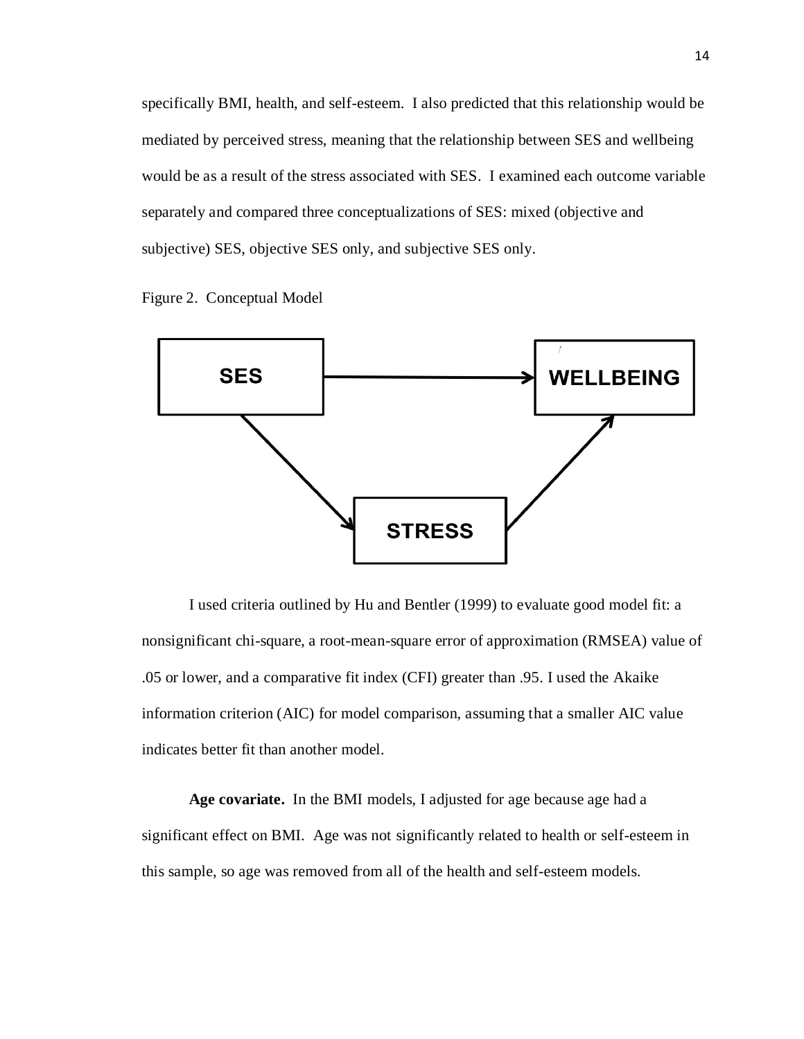specifically BMI, health, and self-esteem. I also predicted that this relationship would be mediated by perceived stress, meaning that the relationship between SES and wellbeing would be as a result of the stress associated with SES. I examined each outcome variable separately and compared three conceptualizations of SES: mixed (objective and subjective) SES, objective SES only, and subjective SES only.

Figure 2. Conceptual Model

SES → WELLBEING

SES → STRESS → WELLBEING

I used criteria outlined by Hu and Bentler (1999) to evaluate good model fit: a nonsignificant chi-square, a root-mean-square error of approximation (RMSEA) value of .05 or lower, and a comparative fit index (CFI) greater than .95. I used the Akaike information criterion (AIC) for model comparison, assuming that a smaller AIC value indicates better fit than another model.

**Age covariate.** In the BMI models, I adjusted for age because age had a significant effect on BMI. Age was not significantly related to health or self-esteem in this sample, so age was removed from all of the health and self-esteem models.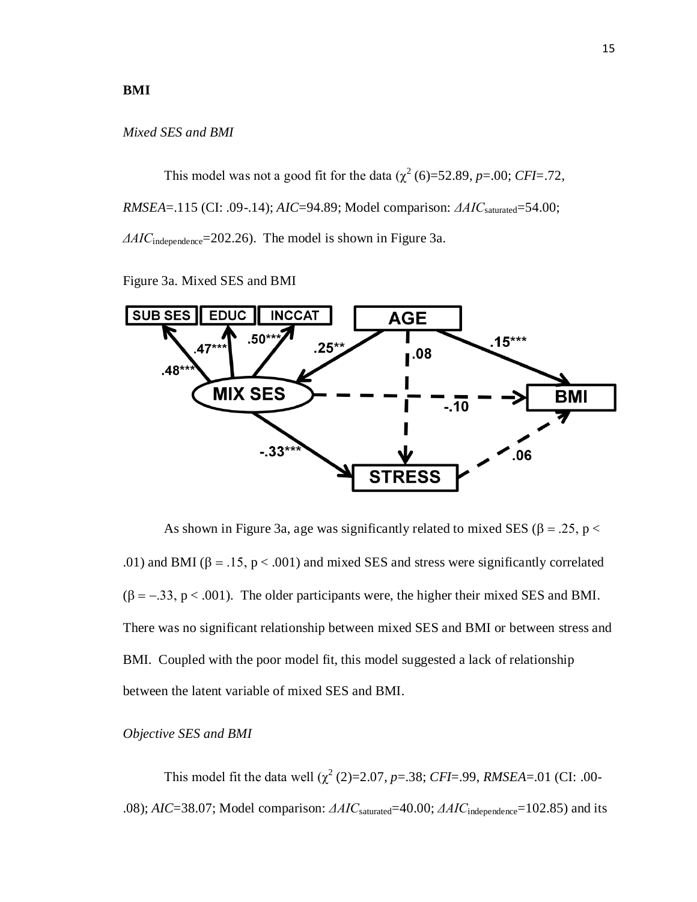**BMI**

*Mixed SES and BMI*

This model was not a good fit for the data ($\chi^2$ (6)=52.89, *p*=.00; *CFI*=.72, *RMSEA*=.115 (CI: .09-.14); *AIC*=94.89; Model comparison: $\Delta AIC_{\text{saturated}}$=54.00; $\Delta AIC_{\text{independence}}$=202.26). The model is shown in Figure 3a.

Figure 3a. Mixed SES and BMI

As shown in Figure 3a, age was significantly related to mixed SES ($\beta = .25$, $p < .01$) and BMI ($\beta = .15$, $p < .001$) and mixed SES and stress were significantly correlated ($\beta = -.33$, $p < .001$). The older participants were, the higher their mixed SES and BMI. There was no significant relationship between mixed SES and BMI or between stress and BMI. Coupled with the poor model fit, this model suggested a lack of relationship between the latent variable of mixed SES and BMI.

*Objective SES and BMI*

This model fit the data well ($\chi^2$ (2)=2.07, *p*=.38; *CFI*=.99, *RMSEA*=.01 (CI: .00-.08); *AIC*=38.07; Model comparison: $\Delta AIC_{\text{saturated}}$=40.00; $\Delta AIC_{\text{independence}}$=102.85) and its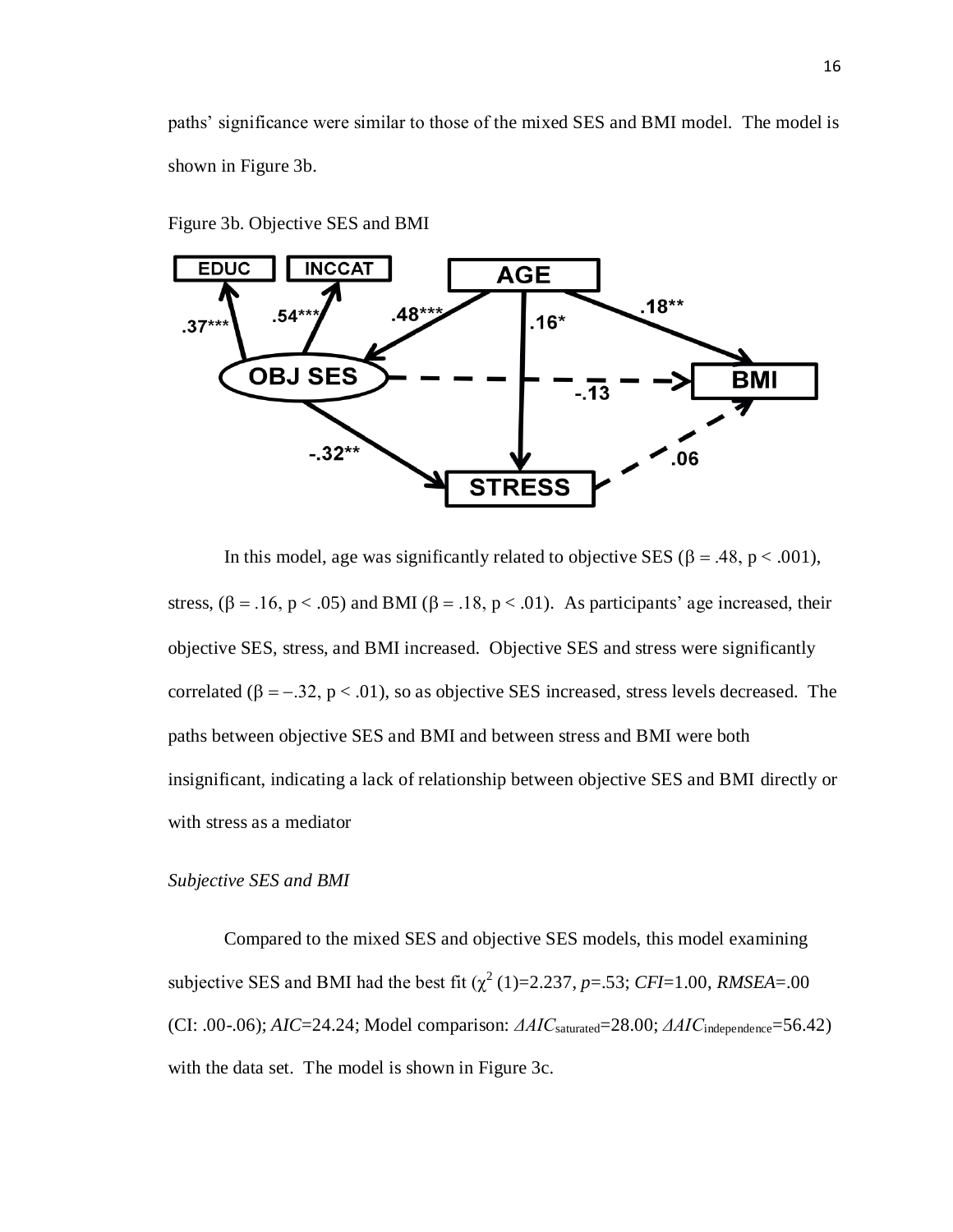paths' significance were similar to those of the mixed SES and BMI model. The model is shown in Figure 3b.

Figure 3b. Objective SES and BMI

In this model, age was significantly related to objective SES ($\beta = .48$, $p < .001$), stress, ($\beta = .16$, $p < .05$) and BMI ($\beta = .18$, $p < .01$). As participants' age increased, their objective SES, stress, and BMI increased. Objective SES and stress were significantly correlated ($\beta = -.32$, $p < .01$), so as objective SES increased, stress levels decreased. The paths between objective SES and BMI and between stress and BMI were both insignificant, indicating a lack of relationship between objective SES and BMI directly or with stress as a mediator

*Subjective SES and BMI*

Compared to the mixed SES and objective SES models, this model examining subjective SES and BMI had the best fit ($\chi^2$ (1)=2.237, *p*=.53; *CFI*=1.00, *RMSEA*=.00 (CI: .00-.06); *AIC*=24.24; Model comparison: $\Delta AIC_{\text{saturated}}$=28.00; $\Delta AIC_{\text{independence}}$=56.42) with the data set. The model is shown in Figure 3c.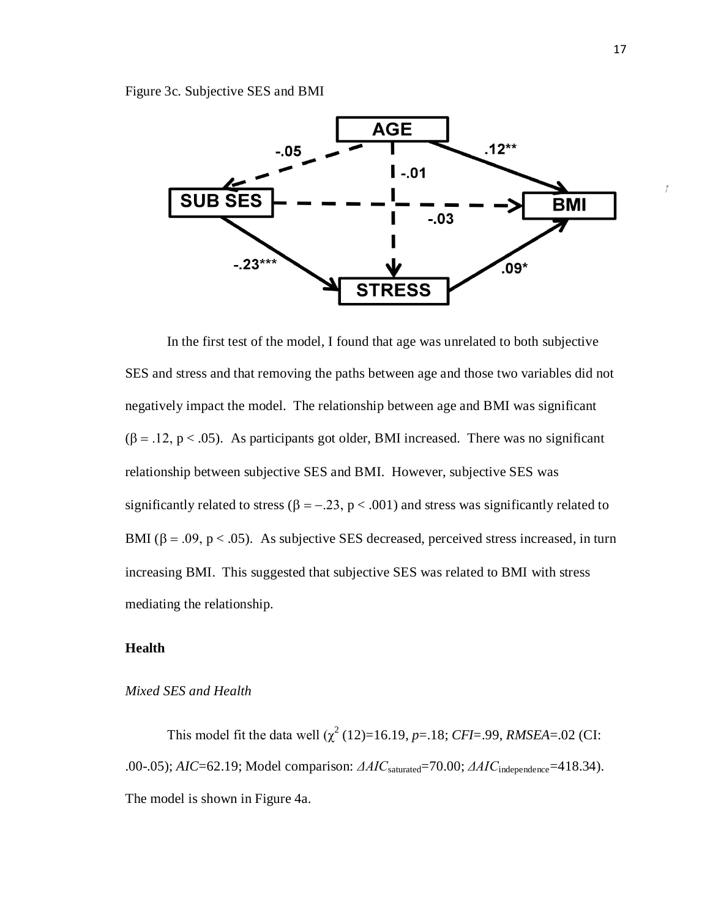Figure 3c. Subjective SES and BMI

In the first test of the model, I found that age was unrelated to both subjective SES and stress and that removing the paths between age and those two variables did not negatively impact the model. The relationship between age and BMI was significant ($\beta = .12$, $p < .05$). As participants got older, BMI increased. There was no significant relationship between subjective SES and BMI. However, subjective SES was significantly related to stress ($\beta = -.23$, $p < .001$) and stress was significantly related to BMI ($\beta = .09$, $p < .05$). As subjective SES decreased, perceived stress increased, in turn increasing BMI. This suggested that subjective SES was related to BMI with stress mediating the relationship.

**Health**

*Mixed SES and Health*

This model fit the data well ($\chi^2$ (12)=16.19, *p*=.18; *CFI*=.99, *RMSEA*=.02 (CI: .00-.05); *AIC*=62.19; Model comparison: $\Delta AIC_{\text{saturated}}$=70.00; $\Delta AIC_{\text{independence}}$=418.34). The model is shown in Figure 4a.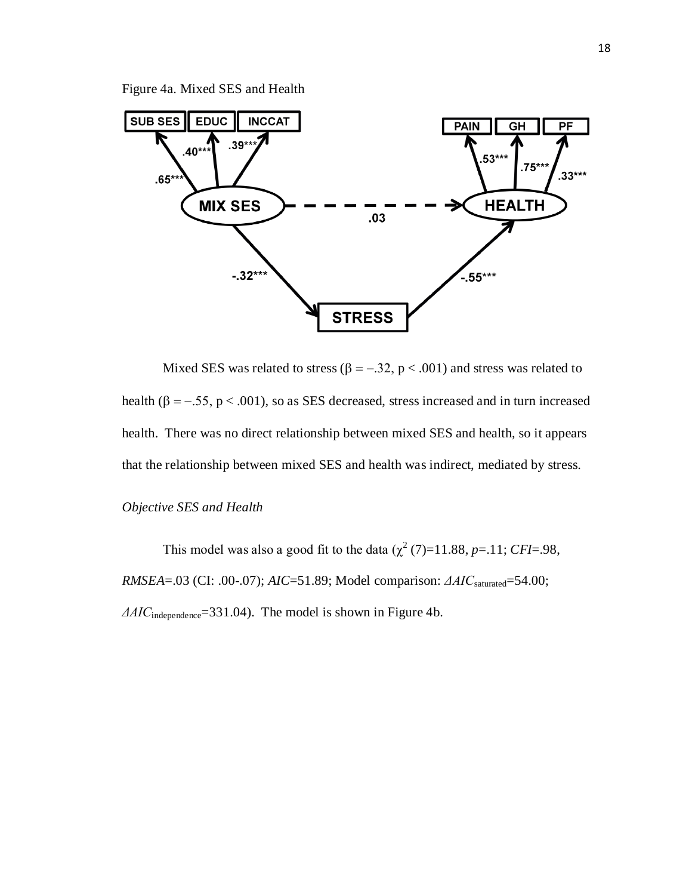Figure 4a. Mixed SES and Health

Mixed SES was related to stress (β = −.32, p < .001) and stress was related to health (β = −.55, p < .001), so as SES decreased, stress increased and in turn increased health. There was no direct relationship between mixed SES and health, so it appears that the relationship between mixed SES and health was indirect, mediated by stress.

*Objective SES and Health*

This model was also a good fit to the data ($\chi^2$ (7)=11.88, *p*=.11; *CFI*=.98, *RMSEA*=.03 (CI: .00-.07); *AIC*=51.89; Model comparison: $\Delta AIC_{\text{saturated}}$=54.00; $\Delta AIC_{\text{independence}}$=331.04). The model is shown in Figure 4b.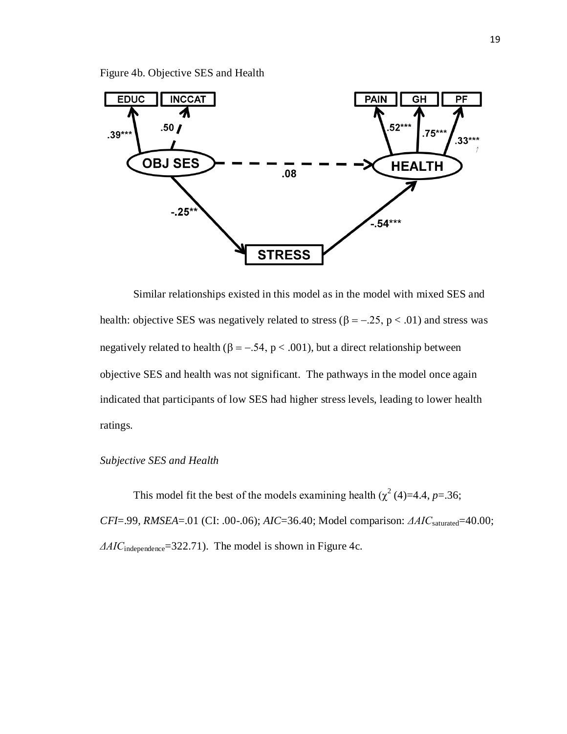Figure 4b. Objective SES and Health

Similar relationships existed in this model as in the model with mixed SES and health: objective SES was negatively related to stress ($\beta = -.25$, $p < .01$) and stress was negatively related to health ($\beta = -.54$, $p < .001$), but a direct relationship between objective SES and health was not significant. The pathways in the model once again indicated that participants of low SES had higher stress levels, leading to lower health ratings.

*Subjective SES and Health*

This model fit the best of the models examining health ($\chi^2$ (4)=4.4, $p$=.36; $CFI$=.99, $RMSEA$=.01 (CI: .00-.06); $AIC$=36.40; Model comparison: $\Delta AIC_{\text{saturated}}$=40.00; $\Delta AIC_{\text{independence}}$=322.71). The model is shown in Figure 4c.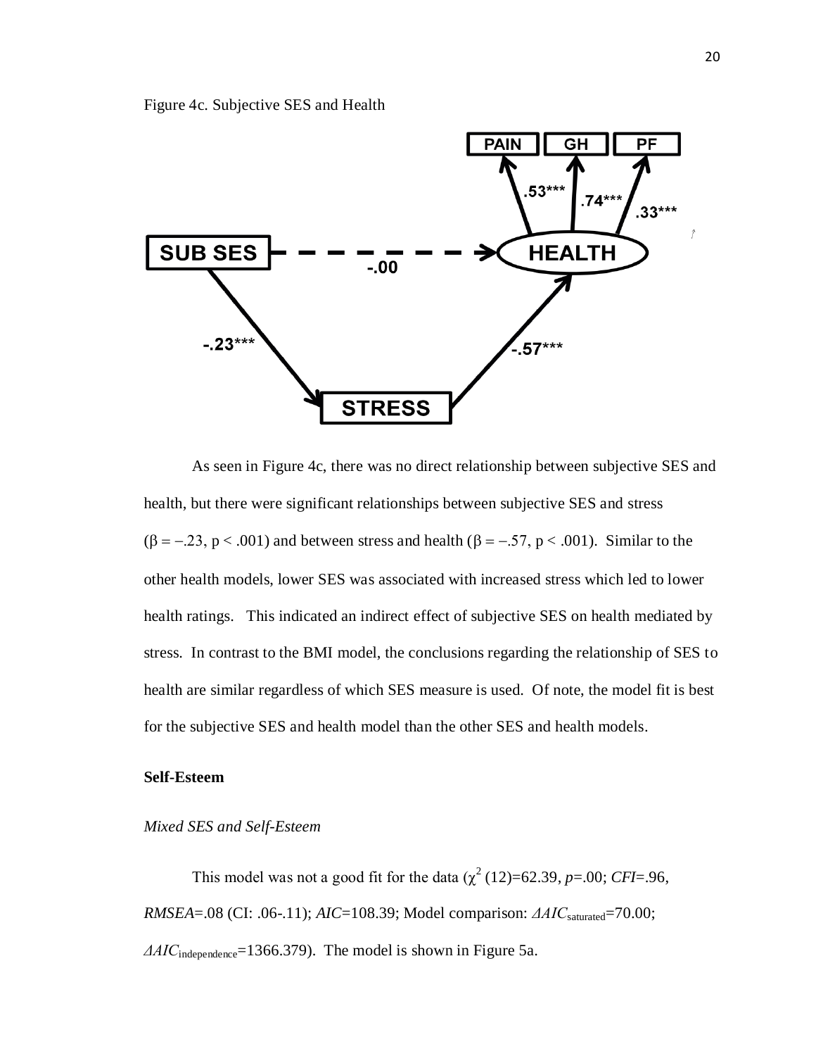Figure 4c. Subjective SES and Health

As seen in Figure 4c, there was no direct relationship between subjective SES and health, but there were significant relationships between subjective SES and stress ($\beta = -.23$, $p < .001$) and between stress and health ($\beta = -.57$, $p < .001$). Similar to the other health models, lower SES was associated with increased stress which led to lower health ratings. This indicated an indirect effect of subjective SES on health mediated by stress. In contrast to the BMI model, the conclusions regarding the relationship of SES to health are similar regardless of which SES measure is used. Of note, the model fit is best for the subjective SES and health model than the other SES and health models.

**Self-Esteem**

*Mixed SES and Self-Esteem*

This model was not a good fit for the data ($\chi^2$ (12)=62.39, *p*=.00; *CFI*=.96, *RMSEA*=.08 (CI: .06-.11); *AIC*=108.39; Model comparison: $\Delta AIC_{\text{saturated}}$=70.00; $\Delta AIC_{\text{independence}}$=1366.379). The model is shown in Figure 5a.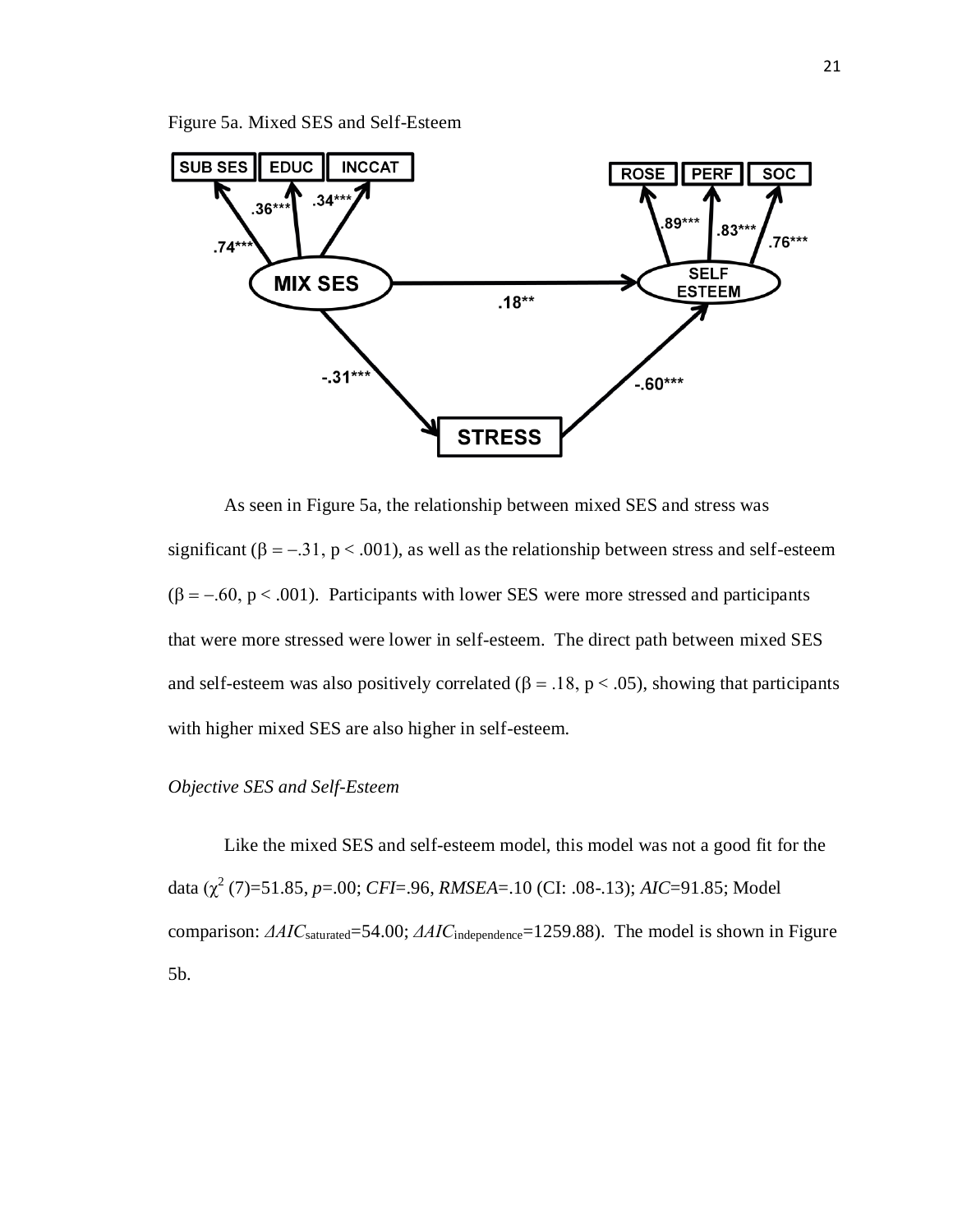Figure 5a. Mixed SES and Self-Esteem

As seen in Figure 5a, the relationship between mixed SES and stress was significant ($\beta = -.31$, $p < .001$), as well as the relationship between stress and self-esteem ($\beta = -.60$, $p < .001$). Participants with lower SES were more stressed and participants that were more stressed were lower in self-esteem. The direct path between mixed SES and self-esteem was also positively correlated ($\beta = .18$, $p < .05$), showing that participants with higher mixed SES are also higher in self-esteem.

*Objective SES and Self-Esteem*

Like the mixed SES and self-esteem model, this model was not a good fit for the data ($\chi^2$ (7)=51.85, *p*=.00; *CFI*=.96, *RMSEA*=.10 (CI: .08-.13); *AIC*=91.85; Model comparison: $\Delta AIC_{saturated}$=54.00; $\Delta AIC_{independence}$=1259.88). The model is shown in Figure 5b.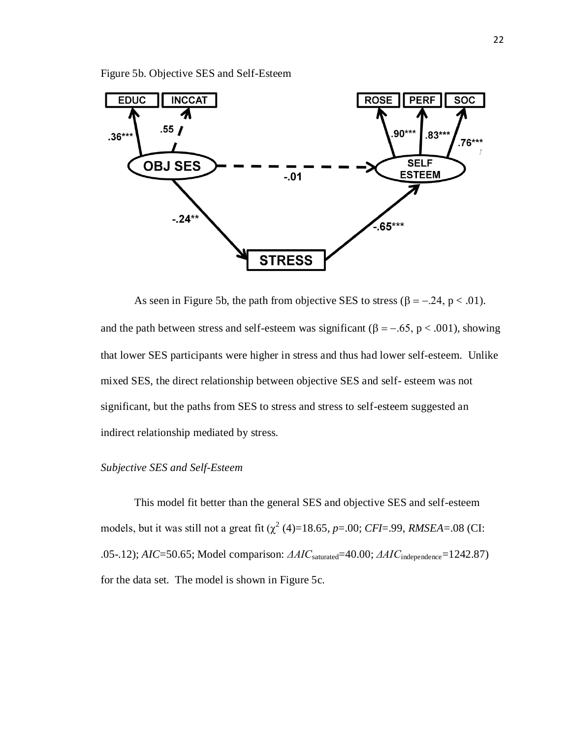Figure 5b. Objective SES and Self-Esteem

As seen in Figure 5b, the path from objective SES to stress ($\beta = -.24$, $p < .01$). and the path between stress and self-esteem was significant ($\beta = -.65$, $p < .001$), showing that lower SES participants were higher in stress and thus had lower self-esteem. Unlike mixed SES, the direct relationship between objective SES and self- esteem was not significant, but the paths from SES to stress and stress to self-esteem suggested an indirect relationship mediated by stress.

*Subjective SES and Self-Esteem*

This model fit better than the general SES and objective SES and self-esteem models, but it was still not a great fit ($\chi^2$ (4)=18.65, *p*=.00; *CFI*=.99, *RMSEA*=.08 (CI: .05-.12); *AIC*=50.65; Model comparison: $\Delta AIC_{\text{saturated}}$=40.00; $\Delta AIC_{\text{independence}}$=1242.87) for the data set. The model is shown in Figure 5c.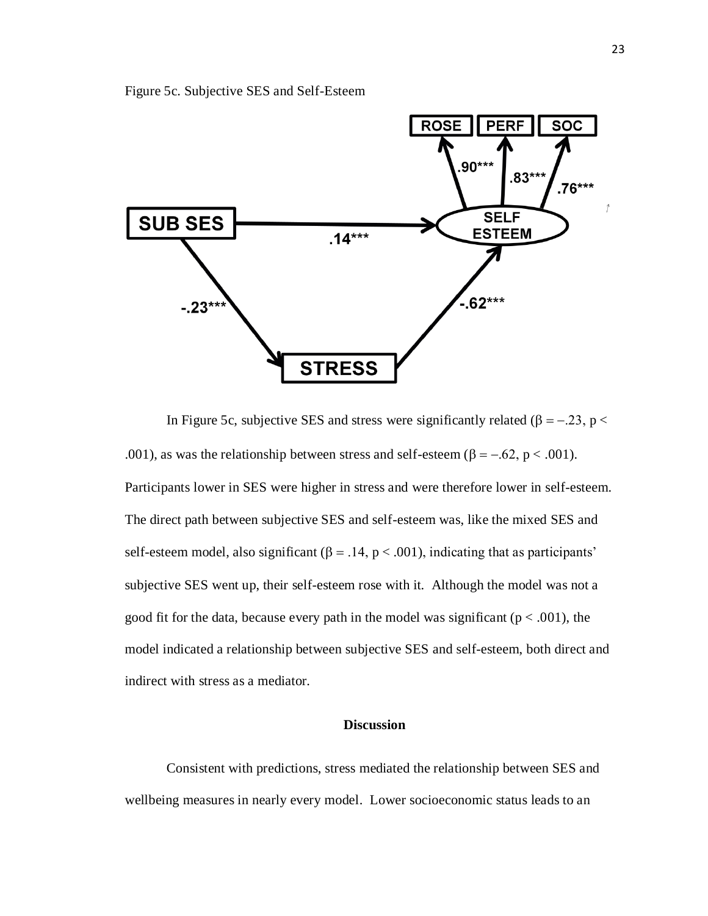Figure 5c. Subjective SES and Self-Esteem

In Figure 5c, subjective SES and stress were significantly related ($\beta = -.23$, $p < .001$), as was the relationship between stress and self-esteem ($\beta = -.62$, $p < .001$). Participants lower in SES were higher in stress and were therefore lower in self-esteem. The direct path between subjective SES and self-esteem was, like the mixed SES and self-esteem model, also significant ($\beta = .14$, $p < .001$), indicating that as participants' subjective SES went up, their self-esteem rose with it. Although the model was not a good fit for the data, because every path in the model was significant ($p < .001$), the model indicated a relationship between subjective SES and self-esteem, both direct and indirect with stress as a mediator.

## Discussion

Consistent with predictions, stress mediated the relationship between SES and wellbeing measures in nearly every model. Lower socioeconomic status leads to an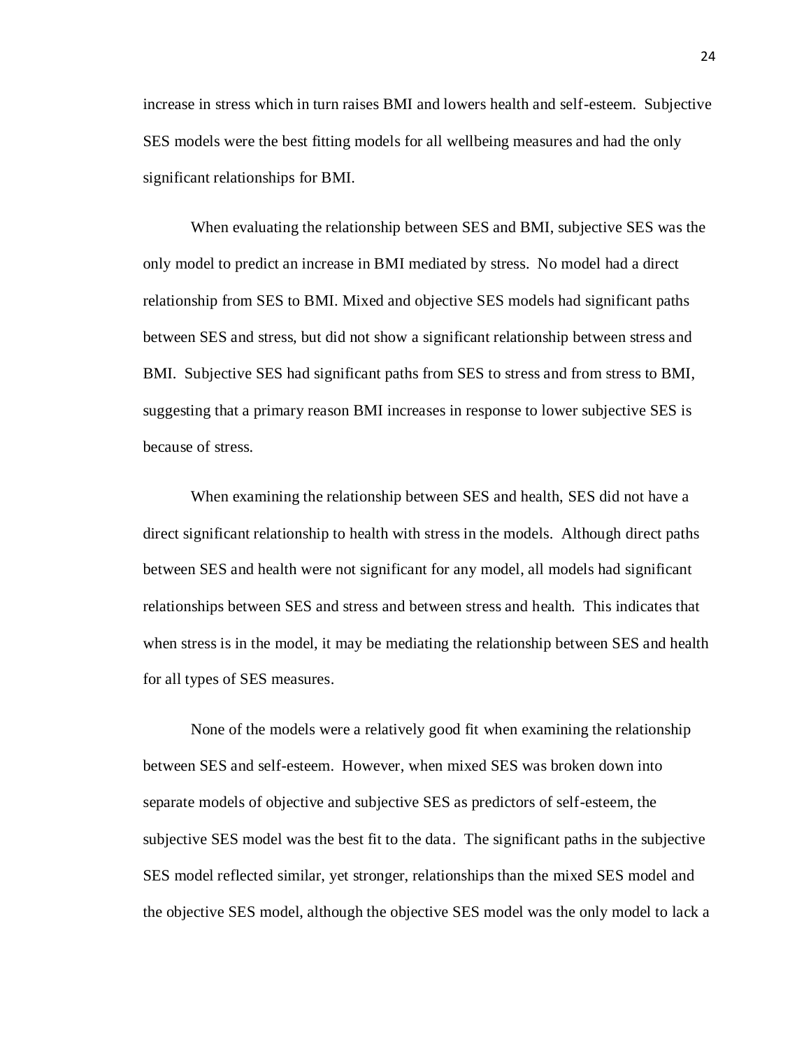increase in stress which in turn raises BMI and lowers health and self-esteem. Subjective SES models were the best fitting models for all wellbeing measures and had the only significant relationships for BMI.

When evaluating the relationship between SES and BMI, subjective SES was the only model to predict an increase in BMI mediated by stress. No model had a direct relationship from SES to BMI. Mixed and objective SES models had significant paths between SES and stress, but did not show a significant relationship between stress and BMI. Subjective SES had significant paths from SES to stress and from stress to BMI, suggesting that a primary reason BMI increases in response to lower subjective SES is because of stress.

When examining the relationship between SES and health, SES did not have a direct significant relationship to health with stress in the models. Although direct paths between SES and health were not significant for any model, all models had significant relationships between SES and stress and between stress and health. This indicates that when stress is in the model, it may be mediating the relationship between SES and health for all types of SES measures.

None of the models were a relatively good fit when examining the relationship between SES and self-esteem. However, when mixed SES was broken down into separate models of objective and subjective SES as predictors of self-esteem, the subjective SES model was the best fit to the data. The significant paths in the subjective SES model reflected similar, yet stronger, relationships than the mixed SES model and the objective SES model, although the objective SES model was the only model to lack a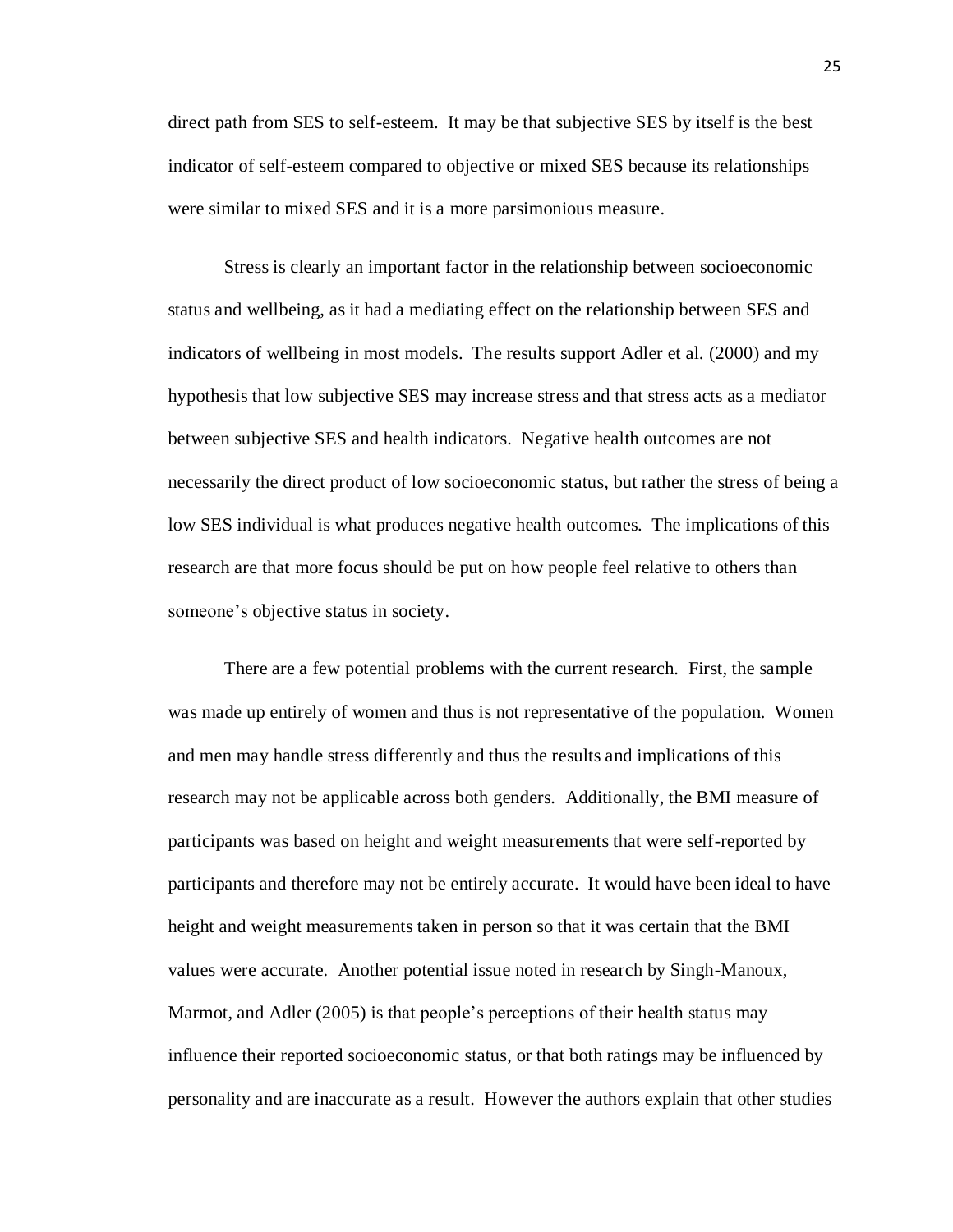direct path from SES to self-esteem. It may be that subjective SES by itself is the best indicator of self-esteem compared to objective or mixed SES because its relationships were similar to mixed SES and it is a more parsimonious measure.

Stress is clearly an important factor in the relationship between socioeconomic status and wellbeing, as it had a mediating effect on the relationship between SES and indicators of wellbeing in most models. The results support Adler et al. (2000) and my hypothesis that low subjective SES may increase stress and that stress acts as a mediator between subjective SES and health indicators. Negative health outcomes are not necessarily the direct product of low socioeconomic status, but rather the stress of being a low SES individual is what produces negative health outcomes. The implications of this research are that more focus should be put on how people feel relative to others than someone's objective status in society.

There are a few potential problems with the current research. First, the sample was made up entirely of women and thus is not representative of the population. Women and men may handle stress differently and thus the results and implications of this research may not be applicable across both genders. Additionally, the BMI measure of participants was based on height and weight measurements that were self-reported by participants and therefore may not be entirely accurate. It would have been ideal to have height and weight measurements taken in person so that it was certain that the BMI values were accurate. Another potential issue noted in research by Singh-Manoux, Marmot, and Adler (2005) is that people's perceptions of their health status may influence their reported socioeconomic status, or that both ratings may be influenced by personality and are inaccurate as a result. However the authors explain that other studies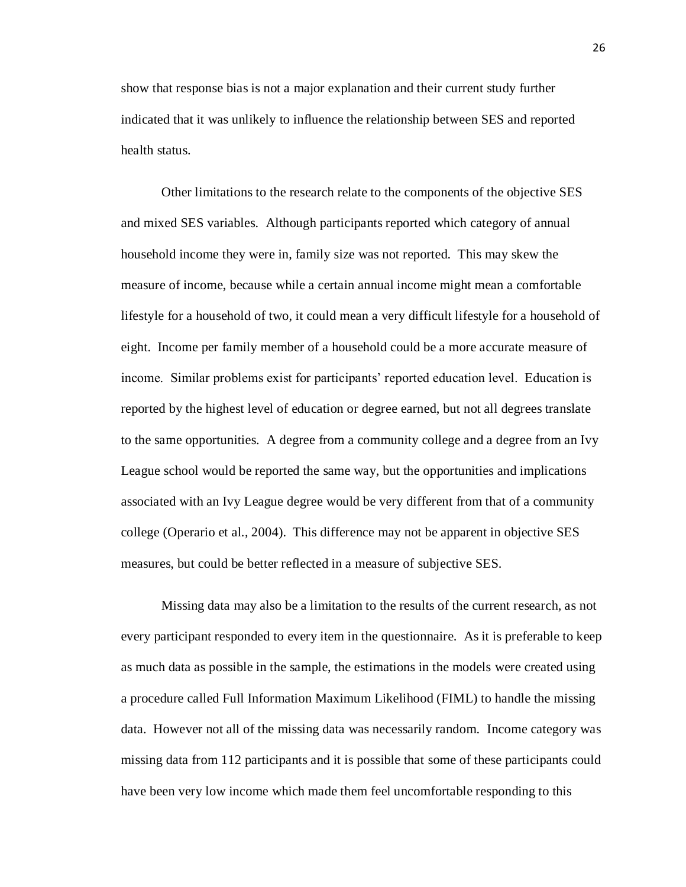show that response bias is not a major explanation and their current study further indicated that it was unlikely to influence the relationship between SES and reported health status.

Other limitations to the research relate to the components of the objective SES and mixed SES variables. Although participants reported which category of annual household income they were in, family size was not reported. This may skew the measure of income, because while a certain annual income might mean a comfortable lifestyle for a household of two, it could mean a very difficult lifestyle for a household of eight. Income per family member of a household could be a more accurate measure of income. Similar problems exist for participants' reported education level. Education is reported by the highest level of education or degree earned, but not all degrees translate to the same opportunities. A degree from a community college and a degree from an Ivy League school would be reported the same way, but the opportunities and implications associated with an Ivy League degree would be very different from that of a community college (Operario et al., 2004). This difference may not be apparent in objective SES measures, but could be better reflected in a measure of subjective SES.

Missing data may also be a limitation to the results of the current research, as not every participant responded to every item in the questionnaire. As it is preferable to keep as much data as possible in the sample, the estimations in the models were created using a procedure called Full Information Maximum Likelihood (FIML) to handle the missing data. However not all of the missing data was necessarily random. Income category was missing data from 112 participants and it is possible that some of these participants could have been very low income which made them feel uncomfortable responding to this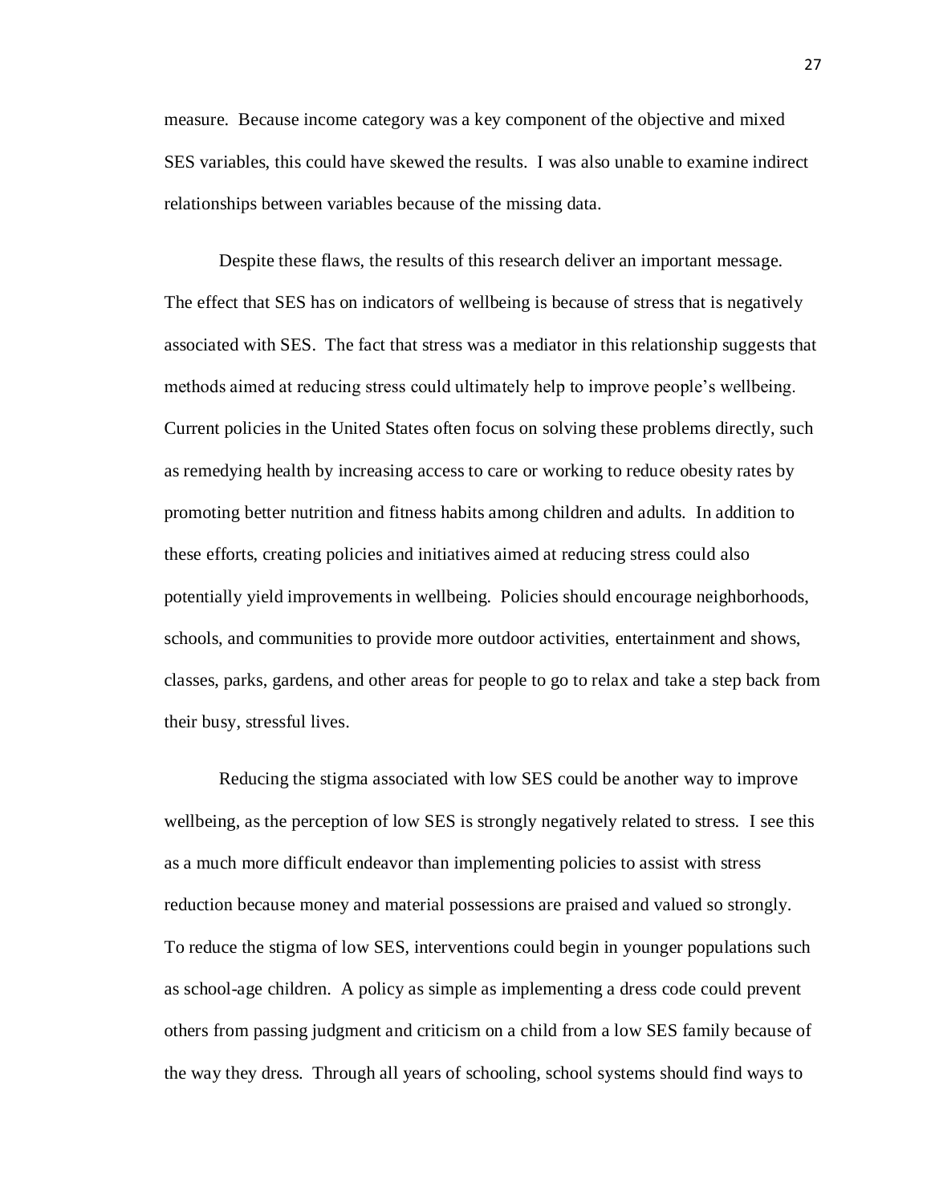measure. Because income category was a key component of the objective and mixed SES variables, this could have skewed the results. I was also unable to examine indirect relationships between variables because of the missing data.

Despite these flaws, the results of this research deliver an important message. The effect that SES has on indicators of wellbeing is because of stress that is negatively associated with SES. The fact that stress was a mediator in this relationship suggests that methods aimed at reducing stress could ultimately help to improve people's wellbeing. Current policies in the United States often focus on solving these problems directly, such as remedying health by increasing access to care or working to reduce obesity rates by promoting better nutrition and fitness habits among children and adults. In addition to these efforts, creating policies and initiatives aimed at reducing stress could also potentially yield improvements in wellbeing. Policies should encourage neighborhoods, schools, and communities to provide more outdoor activities, entertainment and shows, classes, parks, gardens, and other areas for people to go to relax and take a step back from their busy, stressful lives.

Reducing the stigma associated with low SES could be another way to improve wellbeing, as the perception of low SES is strongly negatively related to stress. I see this as a much more difficult endeavor than implementing policies to assist with stress reduction because money and material possessions are praised and valued so strongly. To reduce the stigma of low SES, interventions could begin in younger populations such as school-age children. A policy as simple as implementing a dress code could prevent others from passing judgment and criticism on a child from a low SES family because of the way they dress. Through all years of schooling, school systems should find ways to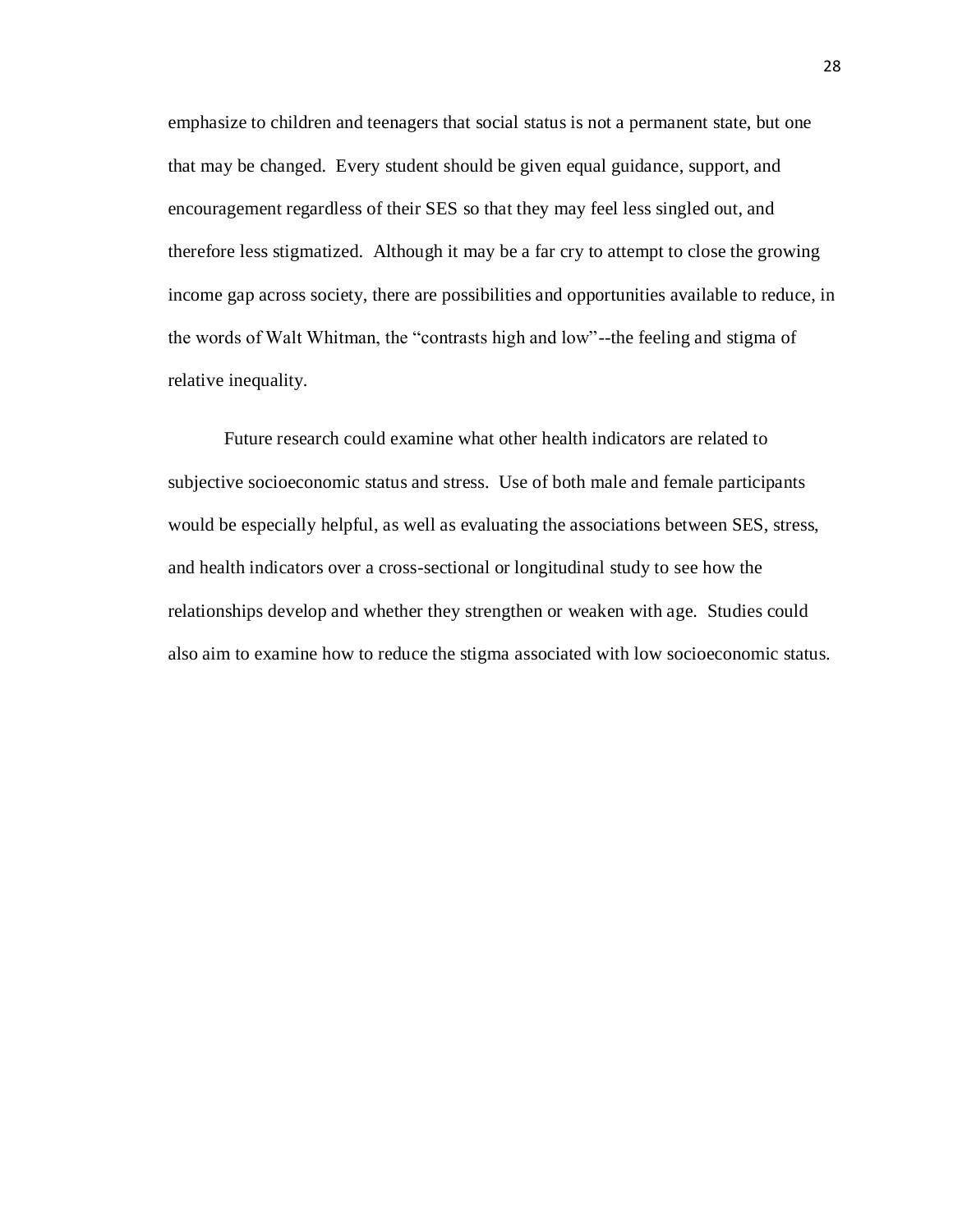emphasize to children and teenagers that social status is not a permanent state, but one that may be changed. Every student should be given equal guidance, support, and encouragement regardless of their SES so that they may feel less singled out, and therefore less stigmatized. Although it may be a far cry to attempt to close the growing income gap across society, there are possibilities and opportunities available to reduce, in the words of Walt Whitman, the "contrasts high and low"--the feeling and stigma of relative inequality.

Future research could examine what other health indicators are related to subjective socioeconomic status and stress. Use of both male and female participants would be especially helpful, as well as evaluating the associations between SES, stress, and health indicators over a cross-sectional or longitudinal study to see how the relationships develop and whether they strengthen or weaken with age. Studies could also aim to examine how to reduce the stigma associated with low socioeconomic status.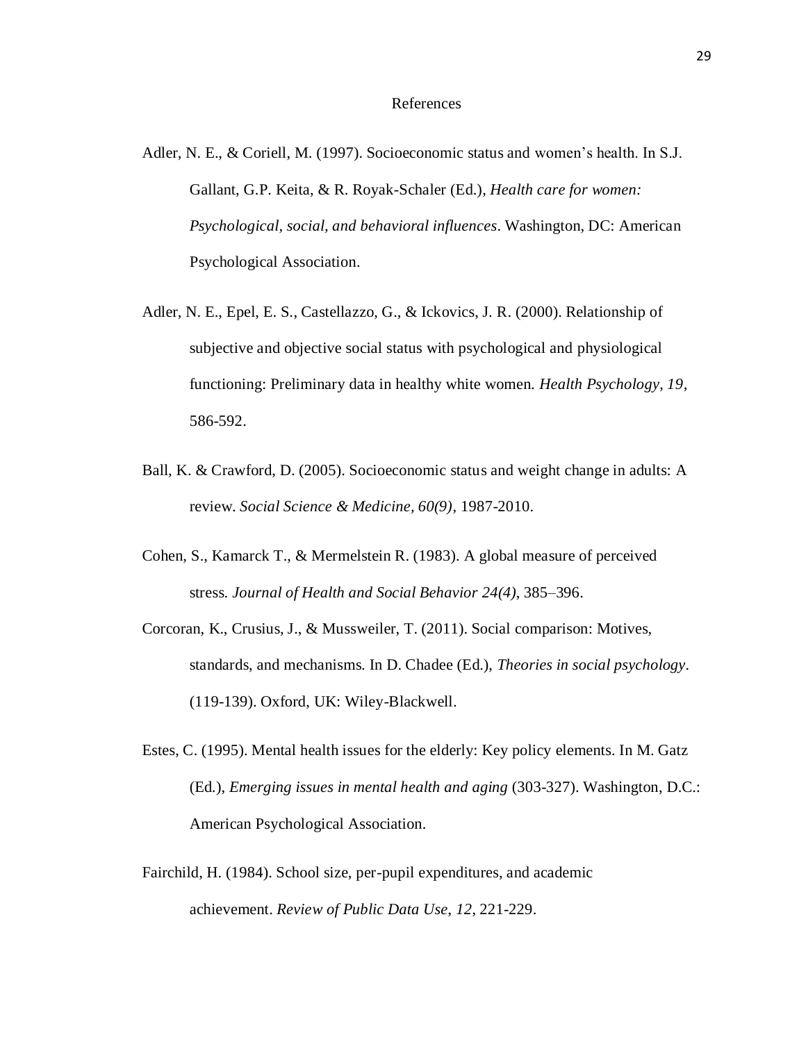# References

Adler, N. E., & Coriell, M. (1997). Socioeconomic status and women's health. In S.J. Gallant, G.P. Keita, & R. Royak-Schaler (Ed.), *Health care for women: Psychological, social, and behavioral influences*. Washington, DC: American Psychological Association.

Adler, N. E., Epel, E. S., Castellazzo, G., & Ickovics, J. R. (2000). Relationship of subjective and objective social status with psychological and physiological functioning: Preliminary data in healthy white women. *Health Psychology, 19*, 586-592.

Ball, K. & Crawford, D. (2005). Socioeconomic status and weight change in adults: A review. *Social Science & Medicine, 60(9)*, 1987-2010.

Cohen, S., Kamarck T., & Mermelstein R. (1983). A global measure of perceived stress. *Journal of Health and Social Behavior 24(4)*, 385–396.

Corcoran, K., Crusius, J., & Mussweiler, T. (2011). Social comparison: Motives, standards, and mechanisms. In D. Chadee (Ed.), *Theories in social psychology*. (119-139). Oxford, UK: Wiley-Blackwell.

Estes, C. (1995). Mental health issues for the elderly: Key policy elements. In M. Gatz (Ed.), *Emerging issues in mental health and aging* (303-327). Washington, D.C.: American Psychological Association.

Fairchild, H. (1984). School size, per-pupil expenditures, and academic achievement. *Review of Public Data Use, 12,* 221-229.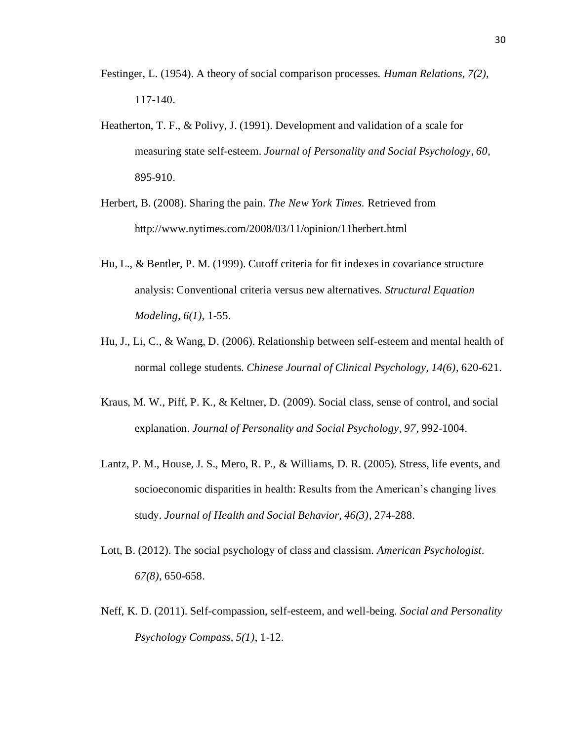Festinger, L. (1954). A theory of social comparison processes. *Human Relations, 7(2),* 117-140.

Heatherton, T. F., & Polivy, J. (1991). Development and validation of a scale for measuring state self-esteem. *Journal of Personality and Social Psychology, 60,* 895-910.

Herbert, B. (2008). Sharing the pain. *The New York Times.* Retrieved from http://www.nytimes.com/2008/03/11/opinion/11herbert.html

Hu, L., & Bentler, P. M. (1999). Cutoff criteria for fit indexes in covariance structure analysis: Conventional criteria versus new alternatives. *Structural Equation Modeling, 6(1),* 1-55.

Hu, J., Li, C., & Wang, D. (2006). Relationship between self-esteem and mental health of normal college students. *Chinese Journal of Clinical Psychology, 14(6)*, 620-621.

Kraus, M. W., Piff, P. K., & Keltner, D. (2009). Social class, sense of control, and social explanation. *Journal of Personality and Social Psychology, 97*, 992-1004.

Lantz, P. M., House, J. S., Mero, R. P., & Williams, D. R. (2005). Stress, life events, and socioeconomic disparities in health: Results from the American's changing lives study. *Journal of Health and Social Behavior, 46(3)*, 274-288.

Lott, B. (2012). The social psychology of class and classism. *American Psychologist. 67(8)*, 650-658.

Neff, K. D. (2011). Self-compassion, self-esteem, and well-being. *Social and Personality Psychology Compass, 5(1)*, 1-12.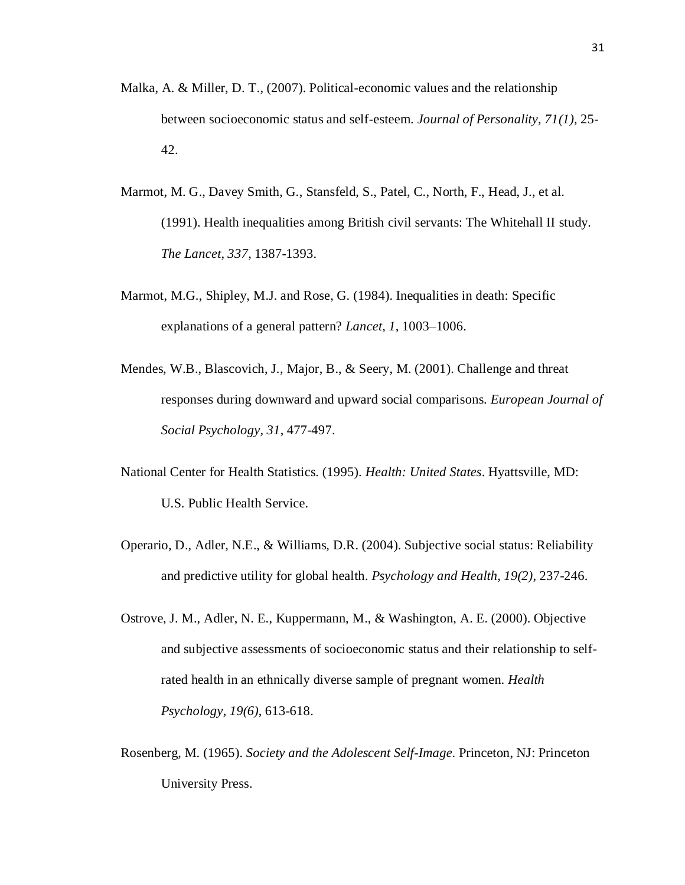Malka, A. & Miller, D. T., (2007). Political-economic values and the relationship between socioeconomic status and self-esteem. *Journal of Personality, 71(1)*, 25-42.

Marmot, M. G., Davey Smith, G., Stansfeld, S., Patel, C., North, F., Head, J., et al. (1991). Health inequalities among British civil servants: The Whitehall II study. *The Lancet*, *337*, 1387-1393.

Marmot, M.G., Shipley, M.J. and Rose, G. (1984). Inequalities in death: Specific explanations of a general pattern? *Lancet, 1*, 1003–1006.

Mendes, W.B., Blascovich, J., Major, B., & Seery, M. (2001). Challenge and threat responses during downward and upward social comparisons. *European Journal of Social Psychology, 31*, 477-497.

National Center for Health Statistics. (1995). *Health: United States*. Hyattsville, MD: U.S. Public Health Service.

Operario, D., Adler, N.E., & Williams, D.R. (2004). Subjective social status: Reliability and predictive utility for global health. *Psychology and Health, 19(2)*, 237-246.

Ostrove, J. M., Adler, N. E., Kuppermann, M., & Washington, A. E. (2000). Objective and subjective assessments of socioeconomic status and their relationship to self-rated health in an ethnically diverse sample of pregnant women. *Health Psychology, 19(6)*, 613-618.

Rosenberg, M. (1965). *Society and the Adolescent Self-Image*. Princeton, NJ: Princeton University Press.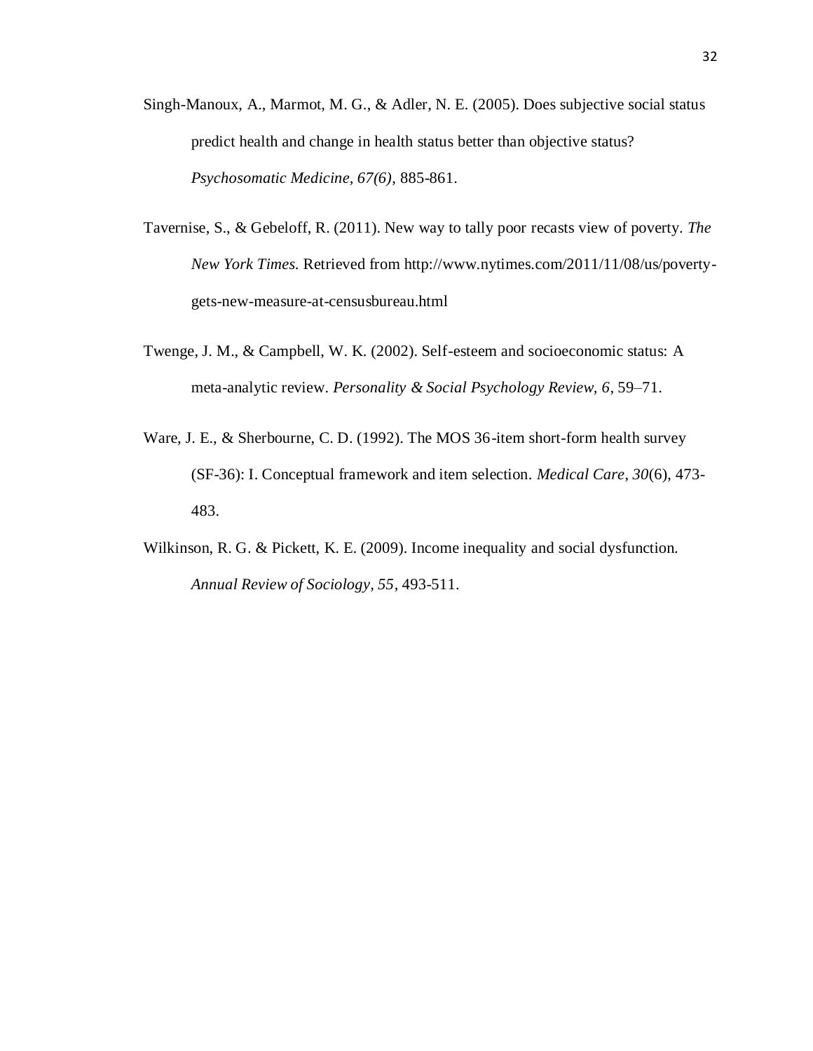Singh-Manoux, A., Marmot, M. G., & Adler, N. E. (2005). Does subjective social status predict health and change in health status better than objective status? *Psychosomatic Medicine, 67(6)*, 885-861.

Tavernise, S., & Gebeloff, R. (2011). New way to tally poor recasts view of poverty. *The New York Times.* Retrieved from http://www.nytimes.com/2011/11/08/us/poverty-gets-new-measure-at-censusbureau.html

Twenge, J. M., & Campbell, W. K. (2002). Self-esteem and socioeconomic status: A meta-analytic review. *Personality & Social Psychology Review, 6*, 59–71.

Ware, J. E., & Sherbourne, C. D. (1992). The MOS 36-item short-form health survey (SF-36): I. Conceptual framework and item selection. *Medical Care*, *30*(6), 473-483.

Wilkinson, R. G. & Pickett, K. E. (2009). Income inequality and social dysfunction. *Annual Review of Sociology, 55*, 493-511.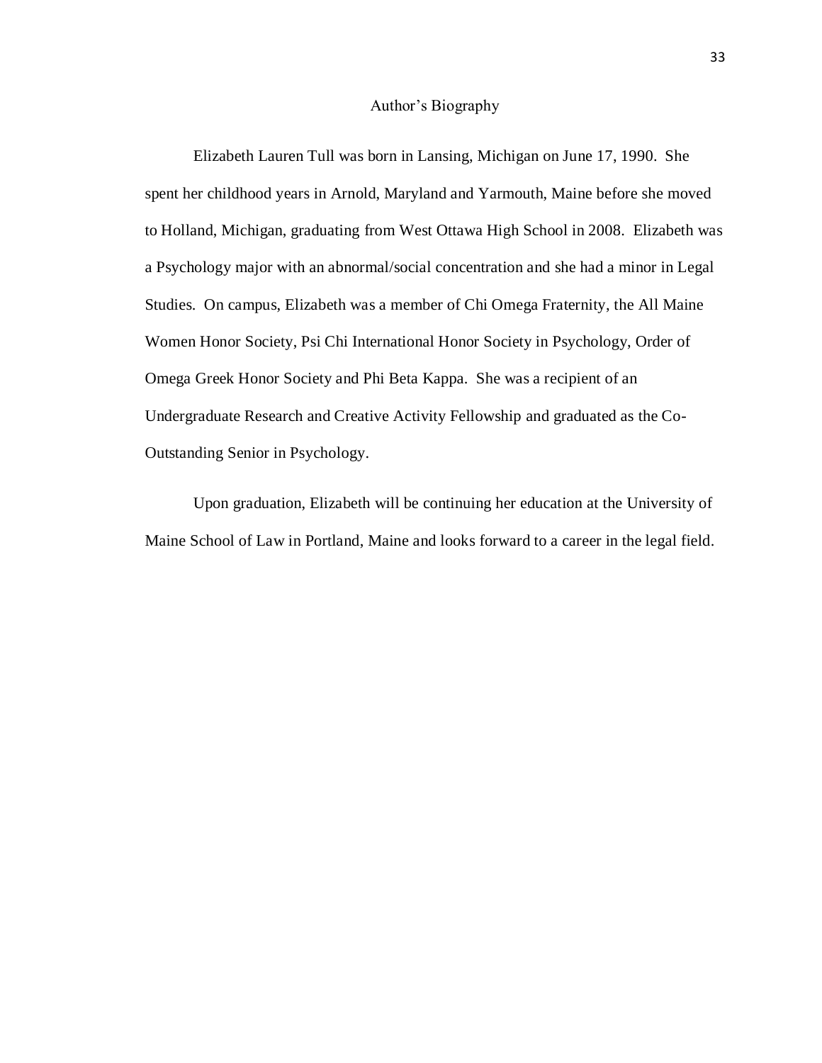# Author's Biography

Elizabeth Lauren Tull was born in Lansing, Michigan on June 17, 1990. She spent her childhood years in Arnold, Maryland and Yarmouth, Maine before she moved to Holland, Michigan, graduating from West Ottawa High School in 2008. Elizabeth was a Psychology major with an abnormal/social concentration and she had a minor in Legal Studies. On campus, Elizabeth was a member of Chi Omega Fraternity, the All Maine Women Honor Society, Psi Chi International Honor Society in Psychology, Order of Omega Greek Honor Society and Phi Beta Kappa. She was a recipient of an Undergraduate Research and Creative Activity Fellowship and graduated as the Co-Outstanding Senior in Psychology.

Upon graduation, Elizabeth will be continuing her education at the University of Maine School of Law in Portland, Maine and looks forward to a career in the legal field.